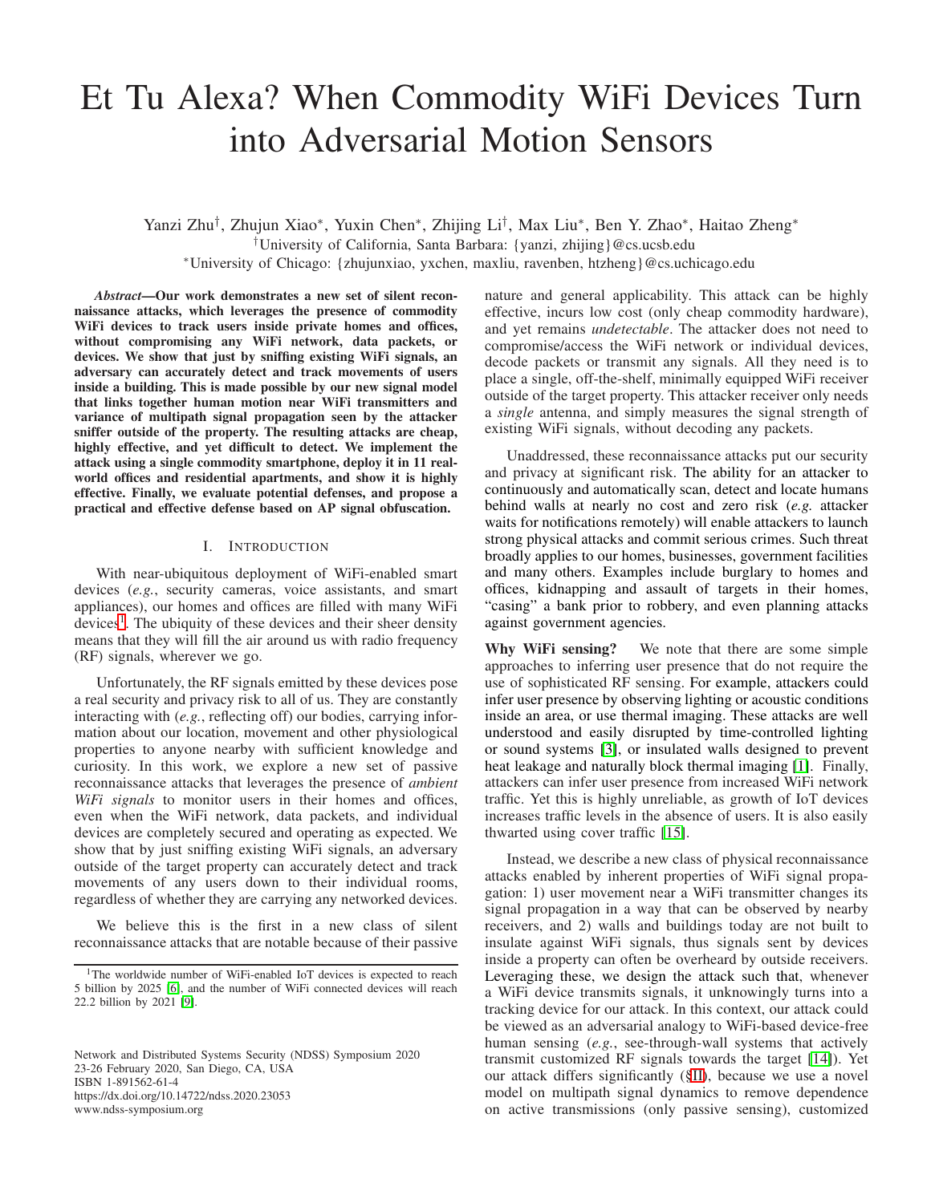# Et Tu Alexa? When Commodity WiFi Devices Turn into Adversarial Motion Sensors

Yanzi Zhu[†], Zhujun Xiao[*], Yuxin Chen[*], Zhijing Li[†], Max Liu[*], Ben Y. Zhao[*], Haitao Zheng[*]

[†]University of California, Santa Barbara: {yanzi, zhijing}@cs.ucsb.edu

[*]University of Chicago: {zhujunxiao, yxchen, maxliu, ravenben, htzheng}@cs.uchicago.edu

***Abstract*—Our work demonstrates a new set of silent reconnaissance attacks, which leverages the presence of commodity WiFi devices to track users inside private homes and offices, without compromising any WiFi network, data packets, or devices. We show that just by sniffing existing WiFi signals, an adversary can accurately detect and track movements of users inside a building. This is made possible by our new signal model that links together human motion near WiFi transmitters and variance of multipath signal propagation seen by the attacker sniffer outside of the property. The resulting attacks are cheap, highly effective, and yet difficult to detect. We implement the attack using a single commodity smartphone, deploy it in 11 real-world offices and residential apartments, and show it is highly effective. Finally, we evaluate potential defenses, and propose a practical and effective defense based on AP signal obfuscation.**

## I. Introduction

With near-ubiquitous deployment of WiFi-enabled smart devices (*e.g.*, security cameras, voice assistants, and smart appliances), our homes and offices are filled with many WiFi devices[1]. The ubiquity of these devices and their sheer density means that they will fill the air around us with radio frequency (RF) signals, wherever we go.

Unfortunately, the RF signals emitted by these devices pose a real security and privacy risk to all of us. They are constantly interacting with (*e.g.*, reflecting off) our bodies, carrying information about our location, movement and other physiological properties to anyone nearby with sufficient knowledge and curiosity. In this work, we explore a new set of passive reconnaissance attacks that leverages the presence of *ambient WiFi signals* to monitor users in their homes and offices, even when the WiFi network, data packets, and individual devices are completely secured and operating as expected. We show that by just sniffing existing WiFi signals, an adversary outside of the target property can accurately detect and track movements of any users down to their individual rooms, regardless of whether they are carrying any networked devices.

We believe this is the first in a new class of silent reconnaissance attacks that are notable because of their passive nature and general applicability. This attack can be highly effective, incurs low cost (only cheap commodity hardware), and yet remains *undetectable*. The attacker does not need to compromise/access the WiFi network or individual devices, decode packets or transmit any signals. All they need is to place a single, off-the-shelf, minimally equipped WiFi receiver outside of the target property. This attacker receiver only needs a *single* antenna, and simply measures the signal strength of existing WiFi signals, without decoding any packets.

Unaddressed, these reconnaissance attacks put our security and privacy at significant risk. The ability for an attacker to continuously and automatically scan, detect and locate humans behind walls at nearly no cost and zero risk (*e.g.* attacker waits for notifications remotely) will enable attackers to launch strong physical attacks and commit serious crimes. Such threat broadly applies to our homes, businesses, government facilities and many others. Examples include burglary to homes and offices, kidnapping and assault of targets in their homes, "casing" a bank prior to robbery, and even planning attacks against government agencies.

**Why WiFi sensing?** We note that there are some simple approaches to inferring user presence that do not require the use of sophisticated RF sensing. For example, attackers could infer user presence by observing lighting or acoustic conditions inside an area, or use thermal imaging. These attacks are well understood and easily disrupted by time-controlled lighting or sound systems [3], or insulated walls designed to prevent heat leakage and naturally block thermal imaging [1]. Finally, attackers can infer user presence from increased WiFi network traffic. Yet this is highly unreliable, as growth of IoT devices increases traffic levels in the absence of users. It is also easily thwarted using cover traffic [15].

Instead, we describe a new class of physical reconnaissance attacks enabled by inherent properties of WiFi signal propagation: 1) user movement near a WiFi transmitter changes its signal propagation in a way that can be observed by nearby receivers, and 2) walls and buildings today are not built to insulate against WiFi signals, thus signals sent by devices inside a property can often be overheard by outside receivers. Leveraging these, we design the attack such that, whenever a WiFi device transmits signals, it unknowingly turns into a tracking device for our attack. In this context, our attack could be viewed as an adversarial analogy to WiFi-based device-free human sensing (*e.g.*, see-through-wall systems that actively transmit customized RF signals towards the target [14]). Yet our attack differs significantly (§II), because we use a novel model on multipath signal dynamics to remove dependence on active transmissions (only passive sensing), customized

[1]The worldwide number of WiFi-enabled IoT devices is expected to reach 5 billion by 2025 [6], and the number of WiFi connected devices will reach 22.2 billion by 2021 [9].

Network and Distributed Systems Security (NDSS) Symposium 2020
23-26 February 2020, San Diego, CA, USA
ISBN 1-891562-61-4
https://dx.doi.org/10.14722/ndss.2020.23053
www.ndss-symposium.org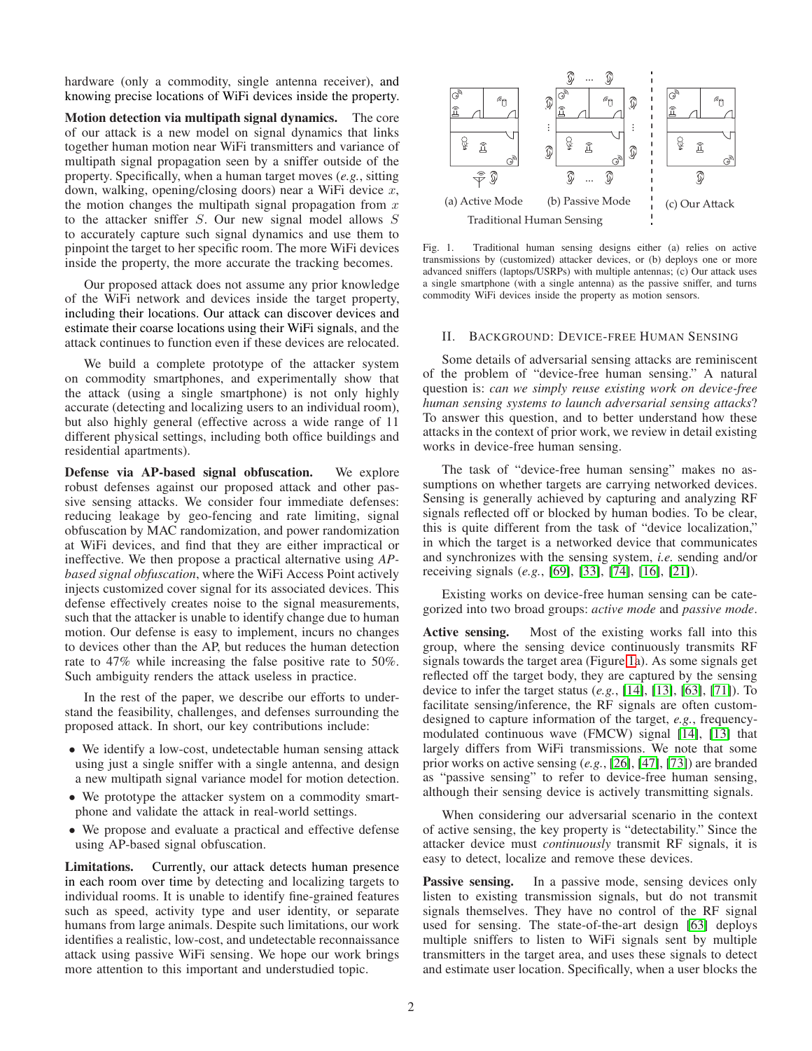hardware (only a commodity, single antenna receiver), and knowing precise locations of WiFi devices inside the property.

**Motion detection via multipath signal dynamics.** The core of our attack is a new model on signal dynamics that links together human motion near WiFi transmitters and variance of multipath signal propagation seen by a sniffer outside of the property. Specifically, when a human target moves (*e.g.*, sitting down, walking, opening/closing doors) near a WiFi device $x$, the motion changes the multipath signal propagation from $x$ to the attacker sniffer $S$. Our new signal model allows $S$ to accurately capture such signal dynamics and use them to pinpoint the target to her specific room. The more WiFi devices inside the property, the more accurate the tracking becomes.

Our proposed attack does not assume any prior knowledge of the WiFi network and devices inside the target property, including their locations. Our attack can discover devices and estimate their coarse locations using their WiFi signals, and the attack continues to function even if these devices are relocated.

We build a complete prototype of the attacker system on commodity smartphones, and experimentally show that the attack (using a single smartphone) is not only highly accurate (detecting and localizing users to an individual room), but also highly general (effective across a wide range of 11 different physical settings, including both office buildings and residential apartments).

**Defense via AP-based signal obfuscation.** We explore robust defenses against our proposed attack and other passive sensing attacks. We consider four immediate defenses: reducing leakage by geo-fencing and rate limiting, signal obfuscation by MAC randomization, and power randomization at WiFi devices, and find that they are either impractical or ineffective. We then propose a practical alternative using *AP-based signal obfuscation*, where the WiFi Access Point actively injects customized cover signal for its associated devices. This defense effectively creates noise to the signal measurements, such that the attacker is unable to identify change due to human motion. Our defense is easy to implement, incurs no changes to devices other than the AP, but reduces the human detection rate to 47% while increasing the false positive rate to 50%. Such ambiguity renders the attack useless in practice.

In the rest of the paper, we describe our efforts to understand the feasibility, challenges, and defenses surrounding the proposed attack. In short, our key contributions include:

- We identify a low-cost, undetectable human sensing attack using just a single sniffer with a single antenna, and design a new multipath signal variance model for motion detection.
- We prototype the attacker system on a commodity smartphone and validate the attack in real-world settings.
- We propose and evaluate a practical and effective defense using AP-based signal obfuscation.

**Limitations.** Currently, our attack detects human presence in each room over time by detecting and localizing targets to individual rooms. It is unable to identify fine-grained features such as speed, activity type and user identity, or separate humans from large animals. Despite such limitations, our work identifies a realistic, low-cost, and undetectable reconnaissance attack using passive WiFi sensing. We hope our work brings more attention to this important and understudied topic.

(a) Active Mode (b) Passive Mode (c) Our Attack

Traditional Human Sensing

Fig. 1. Traditional human sensing designs either (a) relies on active transmissions by (customized) attacker devices, or (b) deploys one or more advanced sniffers (laptops/USRPs) with multiple antennas; (c) Our attack uses a single smartphone (with a single antenna) as the passive sniffer, and turns commodity WiFi devices inside the property as motion sensors.

## II. Background: Device-free Human Sensing

Some details of adversarial sensing attacks are reminiscent of the problem of "device-free human sensing." A natural question is: *can we simply reuse existing work on device-free human sensing systems to launch adversarial sensing attacks*? To answer this question, and to better understand how these attacks in the context of prior work, we review in detail existing works in device-free human sensing.

The task of "device-free human sensing" makes no assumptions on whether targets are carrying networked devices. Sensing is generally achieved by capturing and analyzing RF signals reflected off or blocked by human bodies. To be clear, this is quite different from the task of "device localization," in which the target is a networked device that communicates and synchronizes with the sensing system, *i.e.* sending and/or receiving signals (*e.g.*, [69], [33], [74], [16], [21]).

Existing works on device-free human sensing can be categorized into two broad groups: *active mode* and *passive mode*.

**Active sensing.** Most of the existing works fall into this group, where the sensing device continuously transmits RF signals towards the target area (Figure 1a). As some signals get reflected off the target body, they are captured by the sensing device to infer the target status (*e.g.*, [14], [13], [63], [71]). To facilitate sensing/inference, the RF signals are often custom-designed to capture information of the target, *e.g.*, frequency-modulated continuous wave (FMCW) signal [14], [13] that largely differs from WiFi transmissions. We note that some prior works on active sensing (*e.g.*, [26], [47], [73]) are branded as "passive sensing" to refer to device-free human sensing, although their sensing device is actively transmitting signals.

When considering our adversarial scenario in the context of active sensing, the key property is "detectability." Since the attacker device must *continuously* transmit RF signals, it is easy to detect, localize and remove these devices.

**Passive sensing.** In a passive mode, sensing devices only listen to existing transmission signals, but do not transmit signals themselves. They have no control of the RF signal used for sensing. The state-of-the-art design [63] deploys multiple sniffers to listen to WiFi signals sent by multiple transmitters in the target area, and uses these signals to detect and estimate user location. Specifically, when a user blocks the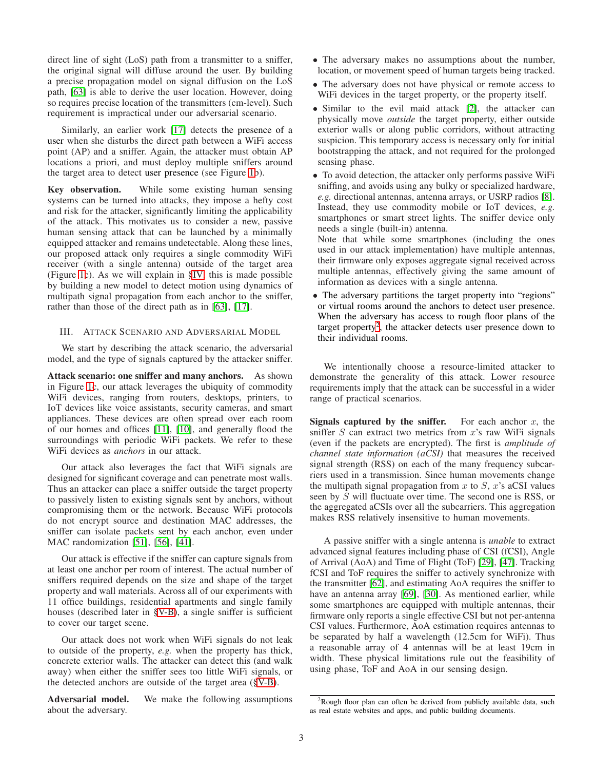direct line of sight (LoS) path from a transmitter to a sniffer, the original signal will diffuse around the user. By building a precise propagation model on signal diffusion on the LoS path, [63] is able to derive the user location. However, doing so requires precise location of the transmitters (cm-level). Such requirement is impractical under our adversarial scenario.

Similarly, an earlier work [17] detects the presence of a user when she disturbs the direct path between a WiFi access point (AP) and a sniffer. Again, the attacker must obtain AP locations a priori, and must deploy multiple sniffers around the target area to detect user presence (see Figure 1b).

**Key observation.** While some existing human sensing systems can be turned into attacks, they impose a hefty cost and risk for the attacker, significantly limiting the applicability of the attack. This motivates us to consider a new, passive human sensing attack that can be launched by a minimally equipped attacker and remains undetectable. Along these lines, our proposed attack only requires a single commodity WiFi receiver (with a single antenna) outside of the target area (Figure 1c). As we will explain in §IV, this is made possible by building a new model to detect motion using dynamics of multipath signal propagation from each anchor to the sniffer, rather than those of the direct path as in [63], [17].

## III. Attack Scenario and Adversarial Model

We start by describing the attack scenario, the adversarial model, and the type of signals captured by the attacker sniffer.

**Attack scenario: one sniffer and many anchors.** As shown in Figure 1c, our attack leverages the ubiquity of commodity WiFi devices, ranging from routers, desktops, printers, to IoT devices like voice assistants, security cameras, and smart appliances. These devices are often spread over each room of our homes and offices [11], [10], and generally flood the surroundings with periodic WiFi packets. We refer to these WiFi devices as *anchors* in our attack.

Our attack also leverages the fact that WiFi signals are designed for significant coverage and can penetrate most walls. Thus an attacker can place a sniffer outside the target property to passively listen to existing signals sent by anchors, without compromising them or the network. Because WiFi protocols do not encrypt source and destination MAC addresses, the sniffer can isolate packets sent by each anchor, even under MAC randomization [51], [56], [41].

Our attack is effective if the sniffer can capture signals from at least one anchor per room of interest. The actual number of sniffers required depends on the size and shape of the target property and wall materials. Across all of our experiments with 11 office buildings, residential apartments and single family houses (described later in §V-B), a single sniffer is sufficient to cover our target scene.

Our attack does not work when WiFi signals do not leak to outside of the property, *e.g.* when the property has thick, concrete exterior walls. The attacker can detect this (and walk away) when either the sniffer sees too little WiFi signals, or the detected anchors are outside of the target area (§V-B).

**Adversarial model.** We make the following assumptions about the adversary.

- The adversary makes no assumptions about the number, location, or movement speed of human targets being tracked.
- The adversary does not have physical or remote access to WiFi devices in the target property, or the property itself.
- Similar to the evil maid attack [2], the attacker can physically move *outside* the target property, either outside exterior walls or along public corridors, without attracting suspicion. This temporary access is necessary only for initial bootstrapping the attack, and not required for the prolonged sensing phase.
- To avoid detection, the attacker only performs passive WiFi sniffing, and avoids using any bulky or specialized hardware, *e.g.* directional antennas, antenna arrays, or USRP radios [8]. Instead, they use commodity mobile or IoT devices, *e.g.* smartphones or smart street lights. The sniffer device only needs a single (built-in) antenna.
  Note that while some smartphones (including the ones used in our attack implementation) have multiple antennas, their firmware only exposes aggregate signal received across multiple antennas, effectively giving the same amount of information as devices with a single antenna.
- The adversary partitions the target property into "regions" or virtual rooms around the anchors to detect user presence. When the adversary has access to rough floor plans of the target property[2], the attacker detects user presence down to their individual rooms.

We intentionally choose a resource-limited attacker to demonstrate the generality of this attack. Lower resource requirements imply that the attack can be successful in a wider range of practical scenarios.

**Signals captured by the sniffer.** For each anchor $x$, the sniffer $S$ can extract two metrics from $x$'s raw WiFi signals (even if the packets are encrypted). The first is *amplitude of channel state information (aCSI)* that measures the received signal strength (RSS) on each of the many frequency subcarriers used in a transmission. Since human movements change the multipath signal propagation from $x$ to $S$, $x$'s aCSI values seen by $S$ will fluctuate over time. The second one is RSS, or the aggregated aCSIs over all the subcarriers. This aggregation makes RSS relatively insensitive to human movements.

A passive sniffer with a single antenna is *unable* to extract advanced signal features including phase of CSI (fCSI), Angle of Arrival (AoA) and Time of Flight (ToF) [29], [47]. Tracking fCSI and ToF requires the sniffer to actively synchronize with the transmitter [62], and estimating AoA requires the sniffer to have an antenna array [69], [30]. As mentioned earlier, while some smartphones are equipped with multiple antennas, their firmware only reports a single effective CSI but not per-antenna CSI values. Furthermore, AoA estimation requires antennas to be separated by half a wavelength (12.5cm for WiFi). Thus a reasonable array of 4 antennas will be at least 19cm in width. These physical limitations rule out the feasibility of using phase, ToF and AoA in our sensing design.

[2] Rough floor plan can often be derived from publicly available data, such as real estate websites and apps, and public building documents.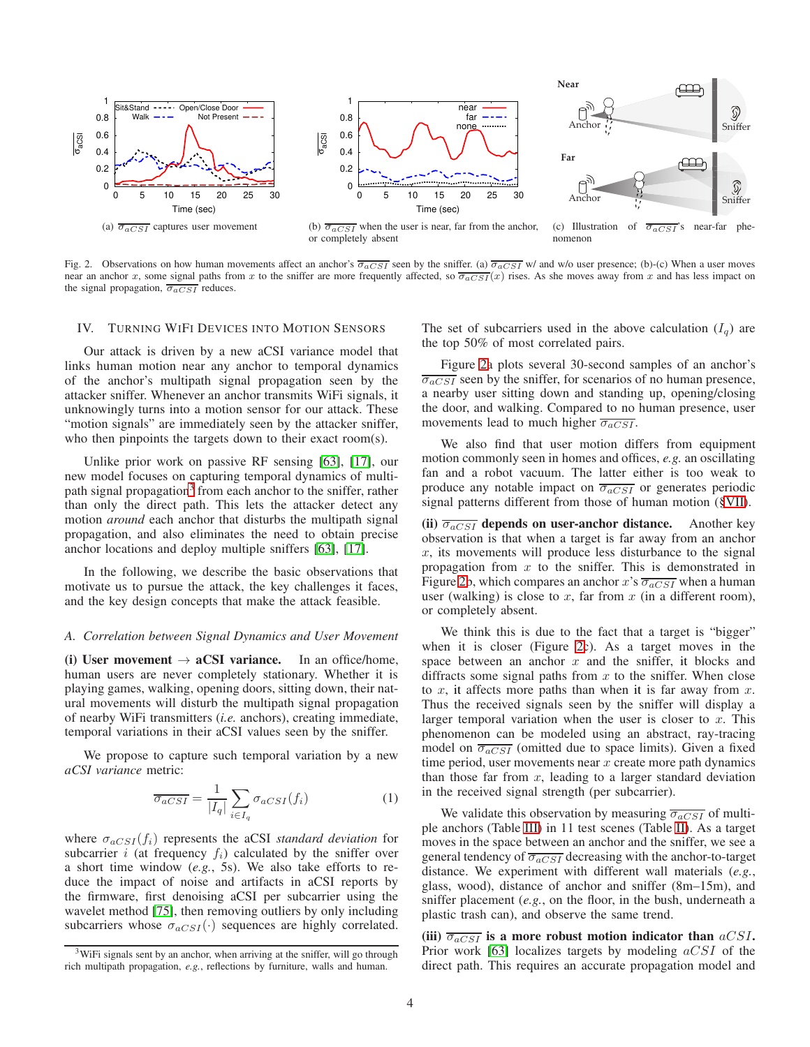(a) $\overline{\sigma_{aCSI}}$ captures user movement

(b) $\overline{\sigma_{aCSI}}$ when the user is near, far from the anchor, or completely absent

(c) Illustration of $\overline{\sigma_{aCSI}}$'s near-far phenomenon

Fig. 2. Observations on how human movements affect an anchor's $\overline{\sigma_{aCSI}}$ seen by the sniffer. (a) $\overline{\sigma_{aCSI}}$ w/ and w/o user presence; (b)-(c) When a user moves near an anchor $x$, some signal paths from $x$ to the sniffer are more frequently affected, so $\overline{\sigma_{aCSI}}(x)$ rises. As she moves away from $x$ and has less impact on the signal propagation, $\overline{\sigma_{aCSI}}$ reduces.

## IV. Turning WiFi Devices into Motion Sensors

Our attack is driven by a new aCSI variance model that links human motion near any anchor to temporal dynamics of the anchor's multipath signal propagation seen by the attacker sniffer. Whenever an anchor transmits WiFi signals, it unknowingly turns into a motion sensor for our attack. These "motion signals" are immediately seen by the attacker sniffer, who then pinpoints the targets down to their exact room(s).

Unlike prior work on passive RF sensing [63], [17], our new model focuses on capturing temporal dynamics of multipath signal propagation[3] from each anchor to the sniffer, rather than only the direct path. This lets the attacker detect any motion *around* each anchor that disturbs the multipath signal propagation, and also eliminates the need to obtain precise anchor locations and deploy multiple sniffers [63], [17].

In the following, we describe the basic observations that motivate us to pursue the attack, the key challenges it faces, and the key design concepts that make the attack feasible.

### A. Correlation between Signal Dynamics and User Movement

**(i) User movement $\rightarrow$ aCSI variance.** In an office/home, human users are never completely stationary. Whether it is playing games, walking, opening doors, sitting down, their natural movements will disturb the multipath signal propagation of nearby WiFi transmitters (*i.e.* anchors), creating immediate, temporal variations in their aCSI values seen by the sniffer.

We propose to capture such temporal variation by a new *aCSI variance* metric:

$$\overline{\sigma_{aCSI}} = \frac{1}{|I_q|}\sum_{i\in I_q}\sigma_{aCSI}(f_i) \tag{1}$$

where $\sigma_{aCSI}(f_i)$ represents the aCSI *standard deviation* for subcarrier $i$ (at frequency $f_i$) calculated by the sniffer over a short time window (*e.g.*, 5s). We also take efforts to reduce the impact of noise and artifacts in aCSI reports by the firmware, first denoising aCSI per subcarrier using the wavelet method [75], then removing outliers by only including subcarriers whose $\sigma_{aCSI}(\cdot)$ sequences are highly correlated. The set of subcarriers used in the above calculation ($I_q$) are the top 50% of most correlated pairs.

Figure 2a plots several 30-second samples of an anchor's $\overline{\sigma_{aCSI}}$ seen by the sniffer, for scenarios of no human presence, a nearby user sitting down and standing up, opening/closing the door, and walking. Compared to no human presence, user movements lead to much higher $\overline{\sigma_{aCSI}}$.

We also find that user motion differs from equipment motion commonly seen in homes and offices, *e.g.* an oscillating fan and a robot vacuum. The latter either is too weak to produce any notable impact on $\overline{\sigma_{aCSI}}$ or generates periodic signal patterns different from those of human motion (§VII).

**(ii) $\overline{\sigma_{aCSI}}$ depends on user-anchor distance.** Another key observation is that when a target is far away from an anchor $x$, its movements will produce less disturbance to the signal propagation from $x$ to the sniffer. This is demonstrated in Figure 2b, which compares an anchor $x$'s $\overline{\sigma_{aCSI}}$ when a human user (walking) is close to $x$, far from $x$ (in a different room), or completely absent.

We think this is due to the fact that a target is "bigger" when it is closer (Figure 2c). As a target moves in the space between an anchor $x$ and the sniffer, it blocks and diffracts some signal paths from $x$ to the sniffer. When close to $x$, it affects more paths than when it is far away from $x$. Thus the received signals seen by the sniffer will display a larger temporal variation when the user is closer to $x$. This phenomenon can be modeled using an abstract, ray-tracing model on $\overline{\sigma_{aCSI}}$ (omitted due to space limits). Given a fixed time period, user movements near $x$ create more path dynamics than those far from $x$, leading to a larger standard deviation in the received signal strength (per subcarrier).

We validate this observation by measuring $\overline{\sigma_{aCSI}}$ of multiple anchors (Table III) in 11 test scenes (Table II). As a target moves in the space between an anchor and the sniffer, we see a general tendency of $\overline{\sigma_{aCSI}}$ decreasing with the anchor-to-target distance. We experiment with different wall materials (*e.g.*, glass, wood), distance of anchor and sniffer (8m–15m), and sniffer placement (*e.g.*, on the floor, in the bush, underneath a plastic trash can), and observe the same trend.

**(iii) $\overline{\sigma_{aCSI}}$ is a more robust motion indicator than $aCSI$.** Prior work [63] localizes targets by modeling $aCSI$ of the direct path. This requires an accurate propagation model and

[3] WiFi signals sent by an anchor, when arriving at the sniffer, will go through rich multipath propagation, *e.g.*, reflections by furniture, walls and human.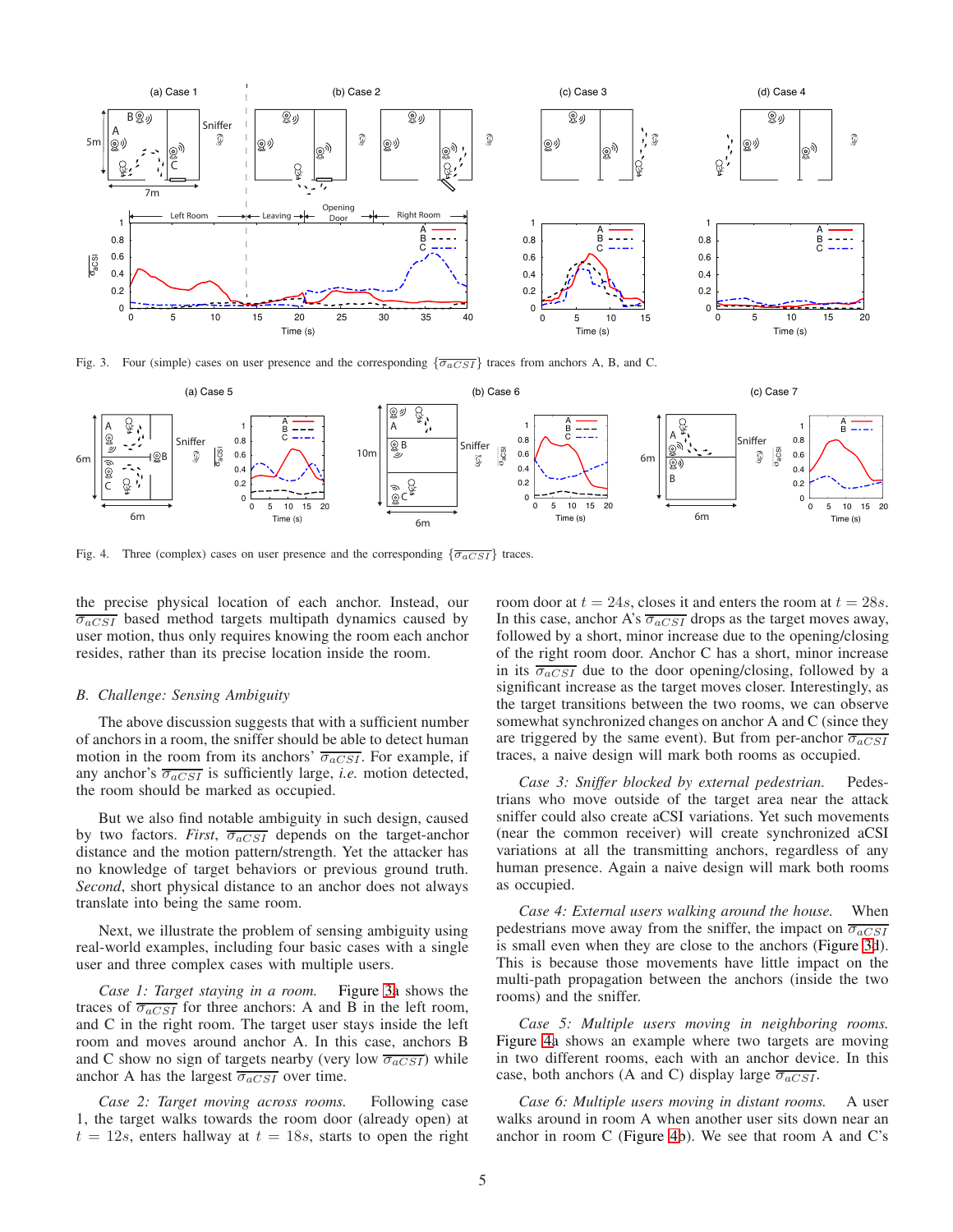Fig. 3. Four (simple) cases on user presence and the corresponding $\{\overline{\sigma_{aCSI}}\}$ traces from anchors A, B, and C.

Fig. 4. Three (complex) cases on user presence and the corresponding $\{\overline{\sigma_{aCSI}}\}$ traces.

the precise physical location of each anchor. Instead, our $\overline{\sigma_{aCSI}}$ based method targets multipath dynamics caused by user motion, thus only requires knowing the room each anchor resides, rather than its precise location inside the room.

### B. Challenge: Sensing Ambiguity

The above discussion suggests that with a sufficient number of anchors in a room, the sniffer should be able to detect human motion in the room from its anchors' $\overline{\sigma_{aCSI}}$. For example, if any anchor's $\overline{\sigma_{aCSI}}$ is sufficiently large, *i.e.* motion detected, the room should be marked as occupied.

But we also find notable ambiguity in such design, caused by two factors. *First*, $\overline{\sigma_{aCSI}}$ depends on the target-anchor distance and the motion pattern/strength. Yet the attacker has no knowledge of target behaviors or previous ground truth. *Second*, short physical distance to an anchor does not always translate into being the same room.

Next, we illustrate the problem of sensing ambiguity using real-world examples, including four basic cases with a single user and three complex cases with multiple users.

*Case 1: Target staying in a room.* Figure 3a shows the traces of $\overline{\sigma_{aCSI}}$ for three anchors: A and B in the left room, and C in the right room. The target user stays inside the left room and moves around anchor A. In this case, anchors B and C show no sign of targets nearby (very low $\overline{\sigma_{aCSI}}$) while anchor A has the largest $\overline{\sigma_{aCSI}}$ over time.

*Case 2: Target moving across rooms.* Following case 1, the target walks towards the room door (already open) at $t = 12s$, enters hallway at $t = 18s$, starts to open the right room door at $t = 24s$, closes it and enters the room at $t = 28s$. In this case, anchor A's $\overline{\sigma_{aCSI}}$ drops as the target moves away, followed by a short, minor increase due to the opening/closing of the right room door. Anchor C has a short, minor increase in its $\overline{\sigma_{aCSI}}$ due to the door opening/closing, followed by a significant increase as the target moves closer. Interestingly, as the target transitions between the two rooms, we can observe somewhat synchronized changes on anchor A and C (since they are triggered by the same event). But from per-anchor $\overline{\sigma_{aCSI}}$ traces, a naive design will mark both rooms as occupied.

*Case 3: Sniffer blocked by external pedestrian.* Pedestrians who move outside of the target area near the attack sniffer could also create aCSI variations. Yet such movements (near the common receiver) will create synchronized aCSI variations at all the transmitting anchors, regardless of any human presence. Again a naive design will mark both rooms as occupied.

*Case 4: External users walking around the house.* When pedestrians move away from the sniffer, the impact on $\overline{\sigma_{aCSI}}$ is small even when they are close to the anchors (Figure 3d). This is because those movements have little impact on the multi-path propagation between the anchors (inside the two rooms) and the sniffer.

*Case 5: Multiple users moving in neighboring rooms.* Figure 4a shows an example where two targets are moving in two different rooms, each with an anchor device. In this case, both anchors (A and C) display large $\overline{\sigma_{aCSI}}$.

*Case 6: Multiple users moving in distant rooms.* A user walks around in room A when another user sits down near an anchor in room C (Figure 4b). We see that room A and C's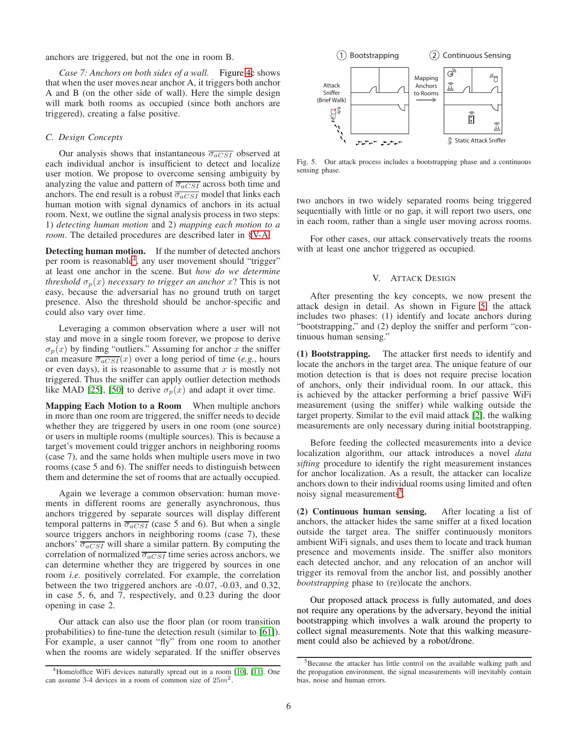anchors are triggered, but not the one in room B.

*Case 7: Anchors on both sides of a wall.* Figure 4c shows that when the user moves near anchor A, it triggers both anchor A and B (on the other side of wall). Here the simple design will mark both rooms as occupied (since both anchors are triggered), creating a false positive.

### C. Design Concepts

Our analysis shows that instantaneous $\overline{\sigma_{aCSI}}$ observed at each individual anchor is insufficient to detect and localize user motion. We propose to overcome sensing ambiguity by analyzing the value and pattern of $\overline{\sigma_{aCSI}}$ across both time and anchors. The end result is a robust $\overline{\sigma_{aCSI}}$ model that links each human motion with signal dynamics of anchors in its actual room. Next, we outline the signal analysis process in two steps: 1) *detecting human motion* and 2) *mapping each motion to a room*. The detailed procedures are described later in §V-A.

**Detecting human motion.** If the number of detected anchors per room is reasonable[4], any user movement should "trigger" at least one anchor in the scene. But *how do we determine threshold $\sigma_p(x)$ necessary to trigger an anchor x*? This is not easy, because the adversarial has no ground truth on target presence. Also the threshold should be anchor-specific and could also vary over time.

Leveraging a common observation where a user will not stay and move in a single room forever, we propose to derive $\sigma_p(x)$ by finding "outliers." Assuming for anchor $x$ the sniffer can measure $\overline{\sigma_{aCSI}}(x)$ over a long period of time (*e.g.*, hours or even days), it is reasonable to assume that $x$ is mostly not triggered. Thus the sniffer can apply outlier detection methods like MAD [25], [50] to derive $\sigma_p(x)$ and adapt it over time.

**Mapping Each Motion to a Room** When multiple anchors in more than one room are triggered, the sniffer needs to decide whether they are triggered by users in one room (one source) or users in multiple rooms (multiple sources). This is because a target's movement could trigger anchors in neighboring rooms (case 7), and the same holds when multiple users move in two rooms (case 5 and 6). The sniffer needs to distinguish between them and determine the set of rooms that are actually occupied.

Again we leverage a common observation: human movements in different rooms are generally asynchronous, thus anchors triggered by separate sources will display different temporal patterns in $\overline{\sigma_{aCSI}}$ (case 5 and 6). But when a single source triggers anchors in neighboring rooms (case 7), these anchors' $\overline{\sigma_{aCSI}}$ will share a similar pattern. By computing the correlation of normalized $\overline{\sigma_{aCSI}}$ time series across anchors, we can determine whether they are triggered by sources in one room *i.e.* positively correlated. For example, the correlation between the two triggered anchors are -0.07, -0.03, and 0.32, in case 5, 6, and 7, respectively, and 0.23 during the door opening in case 2.

Our attack can also use the floor plan (or room transition probabilities) to fine-tune the detection result (similar to [61]). For example, a user cannot "fly" from one room to another when the rooms are widely separated. If the sniffer observes two anchors in two widely separated rooms being triggered sequentially with little or no gap, it will report two users, one in each room, rather than a single user moving across rooms.

For other cases, our attack conservatively treats the rooms with at least one anchor triggered as occupied.

[4] Home/office WiFi devices naturally spread out in a room [10], [11]. One can assume 3-4 devices in a room of common size of $25m^2$.

Fig. 5. Our attack process includes a bootstrapping phase and a continuous sensing phase.

## V. Attack Design

After presenting the key concepts, we now present the attack design in detail. As shown in Figure 5, the attack includes two phases: (1) identify and locate anchors during "bootstrapping," and (2) deploy the sniffer and perform "continuous human sensing."

**(1) Bootstrapping.** The attacker first needs to identify and locate the anchors in the target area. The unique feature of our motion detection is that is does not require precise location of anchors, only their individual room. In our attack, this is achieved by the attacker performing a brief passive WiFi measurement (using the sniffer) while walking outside the target property. Similar to the evil maid attack [2], the walking measurements are only necessary during initial bootstrapping.

Before feeding the collected measurements into a device localization algorithm, our attack introduces a novel *data sifting* procedure to identify the right measurement instances for anchor localization. As a result, the attacker can localize anchors down to their individual rooms using limited and often noisy signal measurements[5].

**(2) Continuous human sensing.** After locating a list of anchors, the attacker hides the same sniffer at a fixed location outside the target area. The sniffer continuously monitors ambient WiFi signals, and uses them to locate and track human presence and movements inside. The sniffer also monitors each detected anchor, and any relocation of an anchor will trigger its removal from the anchor list, and possibly another *bootstrapping* phase to (re)locate the anchors.

Our proposed attack process is fully automated, and does not require any operations by the adversary, beyond the initial bootstrapping which involves a walk around the property to collect signal measurements. Note that this walking measurement could also be achieved by a robot/drone.

[5] Because the attacker has little control on the available walking path and the propagation environment, the signal measurements will inevitably contain bias, noise and human errors.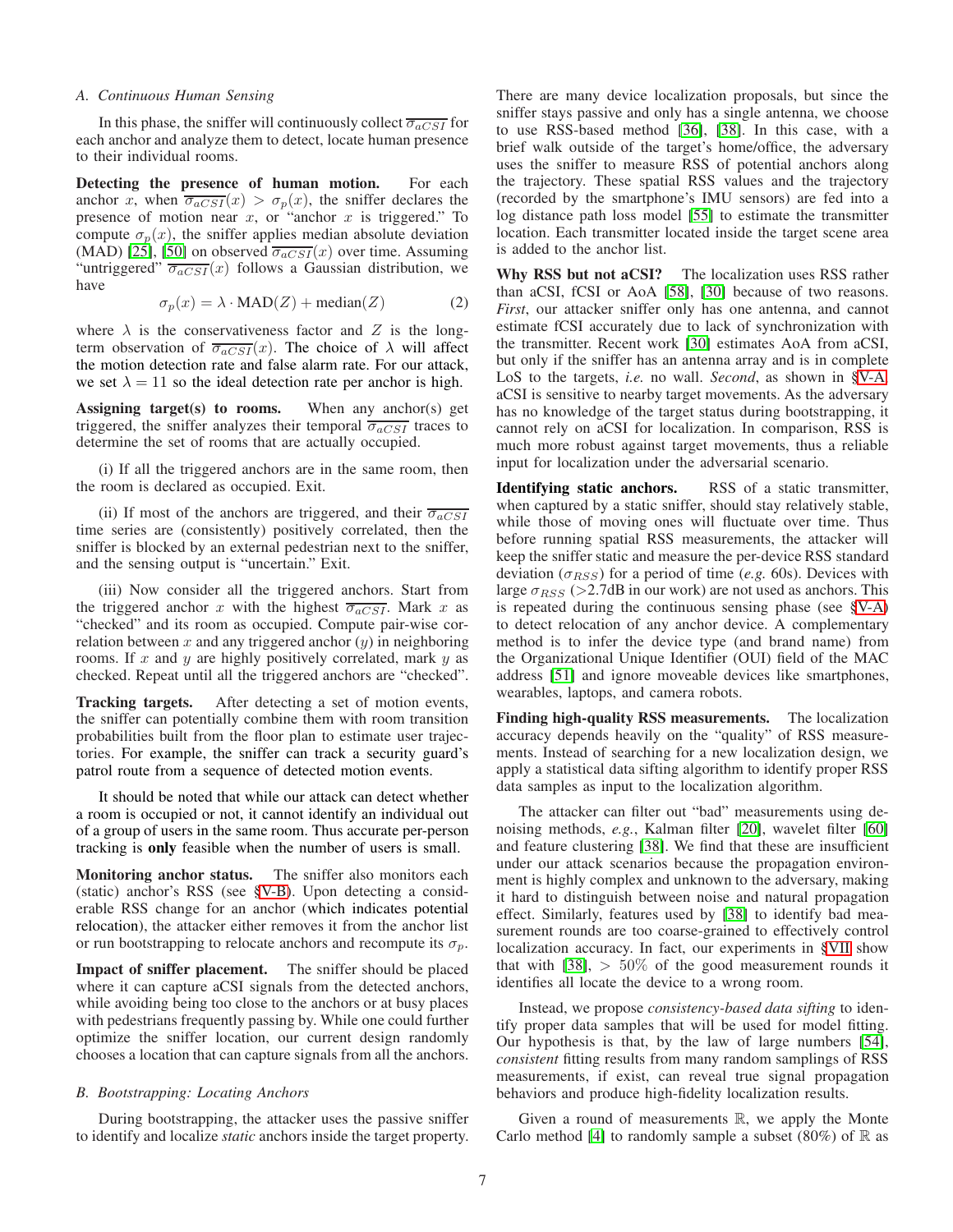### A. Continuous Human Sensing

In this phase, the sniffer will continuously collect $\overline{\sigma_{aCSI}}$ for each anchor and analyze them to detect, locate human presence to their individual rooms.

**Detecting the presence of human motion.** For each anchor $x$, when $\overline{\sigma_{aCSI}}(x) > \sigma_p(x)$, the sniffer declares the presence of motion near $x$, or "anchor $x$ is triggered." To compute $\sigma_p(x)$, the sniffer applies median absolute deviation (MAD) [25], [50] on observed $\overline{\sigma_{aCSI}}(x)$ over time. Assuming "untriggered" $\overline{\sigma_{aCSI}}(x)$ follows a Gaussian distribution, we have

$$\sigma_p(x) = \lambda \cdot \text{MAD}(Z) + \text{median}(Z) \tag{2}$$

where $\lambda$ is the conservativeness factor and $Z$ is the long-term observation of $\overline{\sigma_{aCSI}}(x)$. The choice of $\lambda$ will affect the motion detection rate and false alarm rate. For our attack, we set $\lambda = 11$ so the ideal detection rate per anchor is high.

**Assigning target(s) to rooms.** When any anchor(s) get triggered, the sniffer analyzes their temporal $\overline{\sigma_{aCSI}}$ traces to determine the set of rooms that are actually occupied.

(i) If all the triggered anchors are in the same room, then the room is declared as occupied. Exit.

(ii) If most of the anchors are triggered, and their $\overline{\sigma_{aCSI}}$ time series are (consistently) positively correlated, then the sniffer is blocked by an external pedestrian next to the sniffer, and the sensing output is "uncertain." Exit.

(iii) Now consider all the triggered anchors. Start from the triggered anchor $x$ with the highest $\overline{\sigma_{aCSI}}$. Mark $x$ as "checked" and its room as occupied. Compute pair-wise correlation between $x$ and any triggered anchor ($y$) in neighboring rooms. If $x$ and $y$ are highly positively correlated, mark $y$ as checked. Repeat until all the triggered anchors are "checked".

**Tracking targets.** After detecting a set of motion events, the sniffer can potentially combine them with room transition probabilities built from the floor plan to estimate user trajectories. For example, the sniffer can track a security guard's patrol route from a sequence of detected motion events.

It should be noted that while our attack can detect whether a room is occupied or not, it cannot identify an individual out of a group of users in the same room. Thus accurate per-person tracking is **only** feasible when the number of users is small.

**Monitoring anchor status.** The sniffer also monitors each (static) anchor's RSS (see §V-B). Upon detecting a considerable RSS change for an anchor (which indicates potential relocation), the attacker either removes it from the anchor list or run bootstrapping to relocate anchors and recompute its $\sigma_p$.

**Impact of sniffer placement.** The sniffer should be placed where it can capture aCSI signals from the detected anchors, while avoiding being too close to the anchors or at busy places with pedestrians frequently passing by. While one could further optimize the sniffer location, our current design randomly chooses a location that can capture signals from all the anchors.

### B. Bootstrapping: Locating Anchors

During bootstrapping, the attacker uses the passive sniffer to identify and localize *static* anchors inside the target property. There are many device localization proposals, but since the sniffer stays passive and only has a single antenna, we choose to use RSS-based method [36], [38]. In this case, with a brief walk outside of the target's home/office, the adversary uses the sniffer to measure RSS of potential anchors along the trajectory. These spatial RSS values and the trajectory (recorded by the smartphone's IMU sensors) are fed into a log distance path loss model [55] to estimate the transmitter location. Each transmitter located inside the target scene area is added to the anchor list.

**Why RSS but not aCSI?** The localization uses RSS rather than aCSI, fCSI or AoA [58], [30] because of two reasons. *First*, our attacker sniffer only has one antenna, and cannot estimate fCSI accurately due to lack of synchronization with the transmitter. Recent work [30] estimates AoA from aCSI, but only if the sniffer has an antenna array and is in complete LoS to the targets, *i.e.* no wall. *Second*, as shown in §V-A, aCSI is sensitive to nearby target movements. As the adversary has no knowledge of the target status during bootstrapping, it cannot rely on aCSI for localization. In comparison, RSS is much more robust against target movements, thus a reliable input for localization under the adversarial scenario.

**Identifying static anchors.** RSS of a static transmitter, when captured by a static sniffer, should stay relatively stable, while those of moving ones will fluctuate over time. Thus before running spatial RSS measurements, the attacker will keep the sniffer static and measure the per-device RSS standard deviation ($\sigma_{RSS}$) for a period of time (*e.g.* 60s). Devices with large $\sigma_{RSS}$ (>2.7dB in our work) are not used as anchors. This is repeated during the continuous sensing phase (see §V-A) to detect relocation of any anchor device. A complementary method is to infer the device type (and brand name) from the Organizational Unique Identifier (OUI) field of the MAC address [51] and ignore moveable devices like smartphones, wearables, laptops, and camera robots.

**Finding high-quality RSS measurements.** The localization accuracy depends heavily on the "quality" of RSS measurements. Instead of searching for a new localization design, we apply a statistical data sifting algorithm to identify proper RSS data samples as input to the localization algorithm.

The attacker can filter out "bad" measurements using denoising methods, *e.g.*, Kalman filter [20], wavelet filter [60] and feature clustering [38]. We find that these are insufficient under our attack scenarios because the propagation environment is highly complex and unknown to the adversary, making it hard to distinguish between noise and natural propagation effect. Similarly, features used by [38] to identify bad measurement rounds are too coarse-grained to effectively control localization accuracy. In fact, our experiments in §VII show that with [38], $> 50\%$ of the good measurement rounds it identifies all locate the device to a wrong room.

Instead, we propose *consistency-based data sifting* to identify proper data samples that will be used for model fitting. Our hypothesis is that, by the law of large numbers [54], *consistent* fitting results from many random samplings of RSS measurements, if exist, can reveal true signal propagation behaviors and produce high-fidelity localization results.

Given a round of measurements $\mathbb{R}$, we apply the Monte Carlo method [4] to randomly sample a subset (80%) of $\mathbb{R}$ as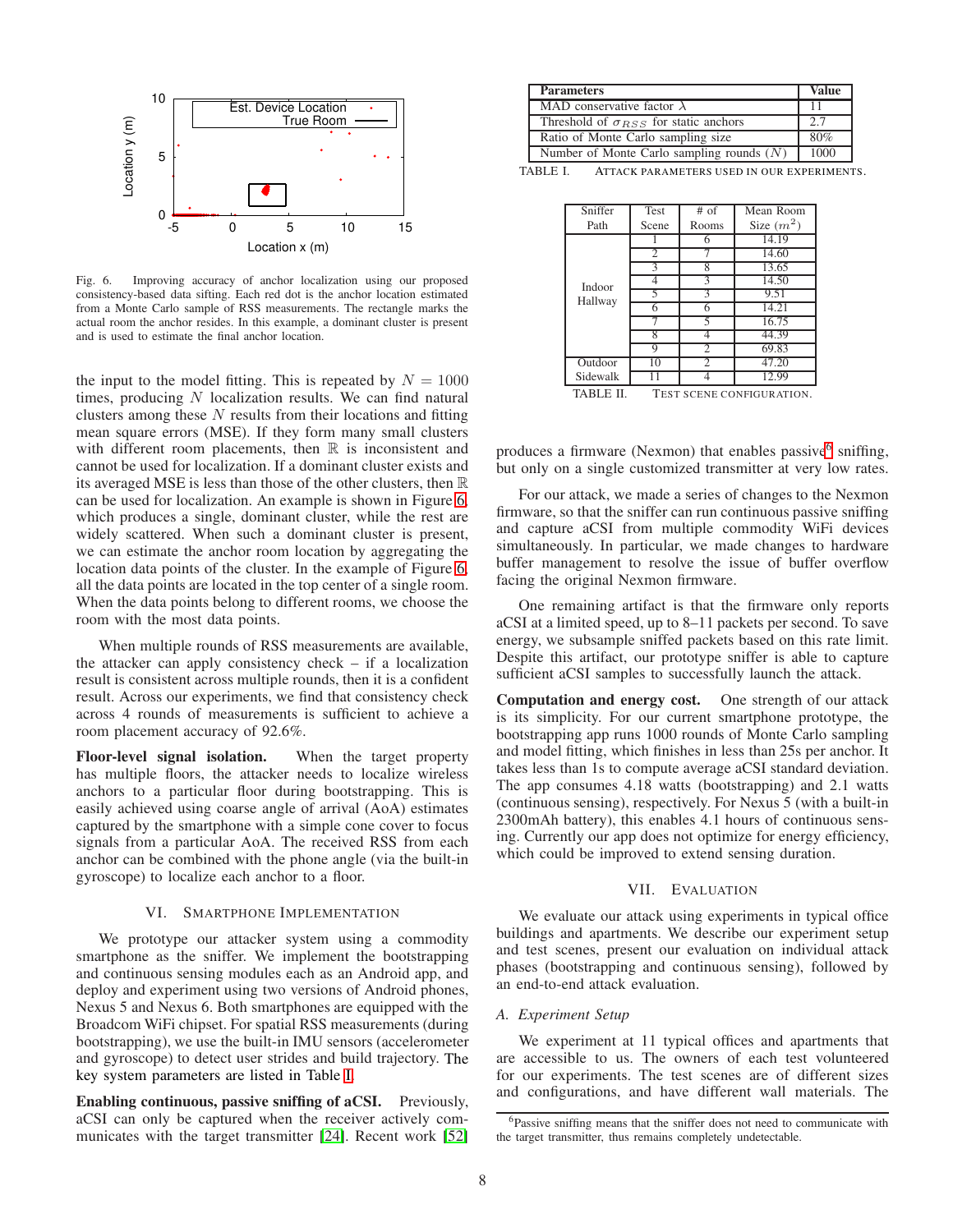Fig. 6. Improving accuracy of anchor localization using our proposed consistency-based data sifting. Each red dot is the anchor location estimated from a Monte Carlo sample of RSS measurements. The rectangle marks the actual room the anchor resides. In this example, a dominant cluster is present and is used to estimate the final anchor location.

the input to the model fitting. This is repeated by $N = 1000$ times, producing $N$ localization results. We can find natural clusters among these $N$ results from their locations and fitting mean square errors (MSE). If they form many small clusters with different room placements, then $\mathbb{R}$ is inconsistent and cannot be used for localization. If a dominant cluster exists and its averaged MSE is less than those of the other clusters, then $\mathbb{R}$ can be used for localization. An example is shown in Figure 6, which produces a single, dominant cluster, while the rest are widely scattered. When such a dominant cluster is present, we can estimate the anchor room location by aggregating the location data points of the cluster. In the example of Figure 6, all the data points are located in the top center of a single room. When the data points belong to different rooms, we choose the room with the most data points.

When multiple rounds of RSS measurements are available, the attacker can apply consistency check – if a localization result is consistent across multiple rounds, then it is a confident result. Across our experiments, we find that consistency check across 4 rounds of measurements is sufficient to achieve a room placement accuracy of 92.6%.

**Floor-level signal isolation.** When the target property has multiple floors, the attacker needs to localize wireless anchors to a particular floor during bootstrapping. This is easily achieved using coarse angle of arrival (AoA) estimates captured by the smartphone with a simple cone cover to focus signals from a particular AoA. The received RSS from each anchor can be combined with the phone angle (via the built-in gyroscope) to localize each anchor to a floor.

## VI. Smartphone Implementation

We prototype our attacker system using a commodity smartphone as the sniffer. We implement the bootstrapping and continuous sensing modules each as an Android app, and deploy and experiment using two versions of Android phones, Nexus 5 and Nexus 6. Both smartphones are equipped with the Broadcom WiFi chipset. For spatial RSS measurements (during bootstrapping), we use the built-in IMU sensors (accelerometer and gyroscope) to detect user strides and build trajectory. The key system parameters are listed in Table I.

**Enabling continuous, passive sniffing of aCSI.** Previously, aCSI can only be captured when the receiver actively communicates with the target transmitter [24]. Recent work [52] produces a firmware (Nexmon) that enables passive[6] sniffing, but only on a single customized transmitter at very low rates.

For our attack, we made a series of changes to the Nexmon firmware, so that the sniffer can run continuous passive sniffing and capture aCSI from multiple commodity WiFi devices simultaneously. In particular, we made changes to hardware buffer management to resolve the issue of buffer overflow facing the original Nexmon firmware.

One remaining artifact is that the firmware only reports aCSI at a limited speed, up to 8–11 packets per second. To save energy, we subsample sniffed packets based on this rate limit. Despite this artifact, our prototype sniffer is able to capture sufficient aCSI samples to successfully launch the attack.

**Computation and energy cost.** One strength of our attack is its simplicity. For our current smartphone prototype, the bootstrapping app runs 1000 rounds of Monte Carlo sampling and model fitting, which finishes in less than 25s per anchor. It takes less than 1s to compute average aCSI standard deviation. The app consumes 4.18 watts (bootstrapping) and 2.1 watts (continuous sensing), respectively. For Nexus 5 (with a built-in 2300mAh battery), this enables 4.1 hours of continuous sensing. Currently our app does not optimize for energy efficiency, which could be improved to extend sensing duration.

| Parameters | Value |
|---|---|
| MAD conservative factor $\lambda$ | 11 |
| Threshold of $\sigma_{RSS}$ for static anchors | 2.7 |
| Ratio of Monte Carlo sampling size | 80% |
| Number of Monte Carlo sampling rounds ($N$) | 1000 |

TABLE I. Attack parameters used in our experiments.

| Sniffer Path | Test Scene | # of Rooms | Mean Room Size ($m^2$) |
|---|---|---|---|
| Indoor Hallway | 1 | 6 | 14.19 |
| | 2 | 7 | 14.60 |
| | 3 | 8 | 13.65 |
| | 4 | 3 | 14.50 |
| | 5 | 3 | 9.51 |
| | 6 | 6 | 14.21 |
| | 7 | 5 | 16.75 |
| | 8 | 4 | 44.39 |
| | 9 | 2 | 69.83 |
| Outdoor Sidewalk | 10 | 2 | 47.20 |
| | 11 | 4 | 12.99 |

TABLE II. Test scene configuration.

## VII. Evaluation

We evaluate our attack using experiments in typical office buildings and apartments. We describe our experiment setup and test scenes, present our evaluation on individual attack phases (bootstrapping and continuous sensing), followed by an end-to-end attack evaluation.

### A. Experiment Setup

We experiment at 11 typical offices and apartments that are accessible to us. The owners of each test volunteered for our experiments. The test scenes are of different sizes and configurations, and have different wall materials. The

[6] Passive sniffing means that the sniffer does not need to communicate with the target transmitter, thus remains completely undetectable.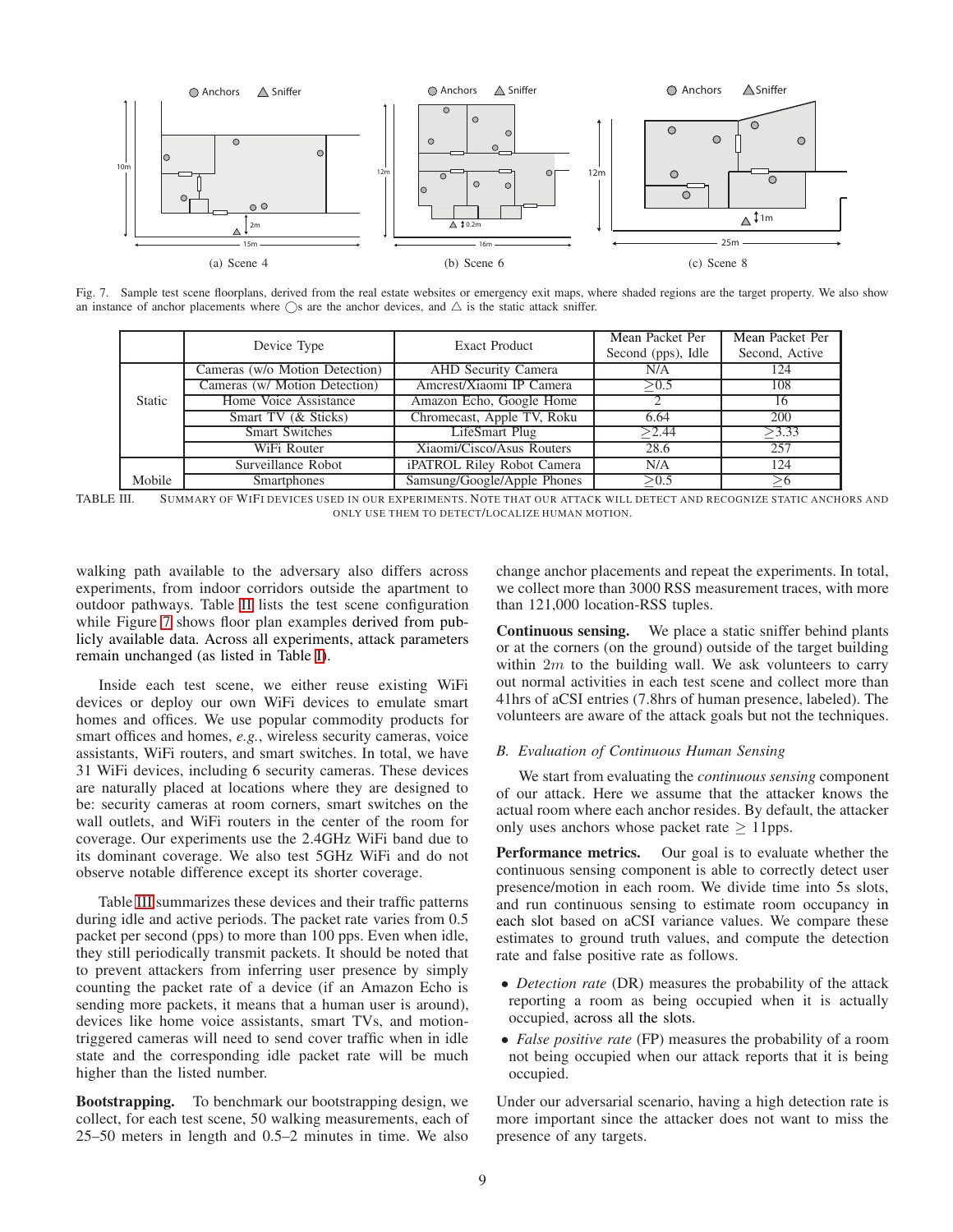Fig. 7. Sample test scene floorplans, derived from the real estate websites or emergency exit maps, where shaded regions are the target property. We also show an instance of anchor placements where ◯s are the anchor devices, and △ is the static attack sniffer.

|  | Device Type | Exact Product | Mean Packet Per Second (pps), Idle | Mean Packet Per Second, Active |
|---|---|---|---|---|
| Static | Cameras (w/o Motion Detection) | AHD Security Camera | N/A | 124 |
|  | Cameras (w/ Motion Detection) | Amcrest/Xiaomi IP Camera | $\geq$0.5 | 108 |
|  | Home Voice Assistance | Amazon Echo, Google Home | 2 | 16 |
|  | Smart TV (& Sticks) | Chromecast, Apple TV, Roku | 6.64 | 200 |
|  | Smart Switches | LifeSmart Plug | $\geq$2.44 | $\geq$3.33 |
|  | WiFi Router | Xiaomi/Cisco/Asus Routers | 28.6 | 257 |
| Mobile | Surveillance Robot | iPATROL Riley Robot Camera | N/A | 124 |
|  | Smartphones | Samsung/Google/Apple Phones | $\geq$0.5 | $\geq$6 |

TABLE III. SUMMARY OF WIFI DEVICES USED IN OUR EXPERIMENTS. NOTE THAT OUR ATTACK WILL DETECT AND RECOGNIZE STATIC ANCHORS AND ONLY USE THEM TO DETECT/LOCALIZE HUMAN MOTION.

walking path available to the adversary also differs across experiments, from indoor corridors outside the apartment to outdoor pathways. Table II lists the test scene configuration while Figure 7 shows floor plan examples derived from publicly available data. Across all experiments, attack parameters remain unchanged (as listed in Table I).

Inside each test scene, we either reuse existing WiFi devices or deploy our own WiFi devices to emulate smart homes and offices. We use popular commodity products for smart offices and homes, *e.g.*, wireless security cameras, voice assistants, WiFi routers, and smart switches. In total, we have 31 WiFi devices, including 6 security cameras. These devices are naturally placed at locations where they are designed to be: security cameras at room corners, smart switches on the wall outlets, and WiFi routers in the center of the room for coverage. Our experiments use the 2.4GHz WiFi band due to its dominant coverage. We also test 5GHz WiFi and do not observe notable difference except its shorter coverage.

Table III summarizes these devices and their traffic patterns during idle and active periods. The packet rate varies from 0.5 packet per second (pps) to more than 100 pps. Even when idle, they still periodically transmit packets. It should be noted that to prevent attackers from inferring user presence by simply counting the packet rate of a device (if an Amazon Echo is sending more packets, it means that a human user is around), devices like home voice assistants, smart TVs, and motion-triggered cameras will need to send cover traffic when in idle state and the corresponding idle packet rate will be much higher than the listed number.

**Bootstrapping.** To benchmark our bootstrapping design, we collect, for each test scene, 50 walking measurements, each of 25–50 meters in length and 0.5–2 minutes in time. We also change anchor placements and repeat the experiments. In total, we collect more than 3000 RSS measurement traces, with more than 121,000 location-RSS tuples.

**Continuous sensing.** We place a static sniffer behind plants or at the corners (on the ground) outside of the target building within $2m$ to the building wall. We ask volunteers to carry out normal activities in each test scene and collect more than 41hrs of aCSI entries (7.8hrs of human presence, labeled). The volunteers are aware of the attack goals but not the techniques.

### *B. Evaluation of Continuous Human Sensing*

We start from evaluating the *continuous sensing* component of our attack. Here we assume that the attacker knows the actual room where each anchor resides. By default, the attacker only uses anchors whose packet rate $\geq$ 11pps.

**Performance metrics.** Our goal is to evaluate whether the continuous sensing component is able to correctly detect user presence/motion in each room. We divide time into 5s slots, and run continuous sensing to estimate room occupancy in each slot based on aCSI variance values. We compare these estimates to ground truth values, and compute the detection rate and false positive rate as follows.

- *Detection rate* (DR) measures the probability of the attack reporting a room as being occupied when it is actually occupied, across all the slots.
- *False positive rate* (FP) measures the probability of a room not being occupied when our attack reports that it is being occupied.

Under our adversarial scenario, having a high detection rate is more important since the attacker does not want to miss the presence of any targets.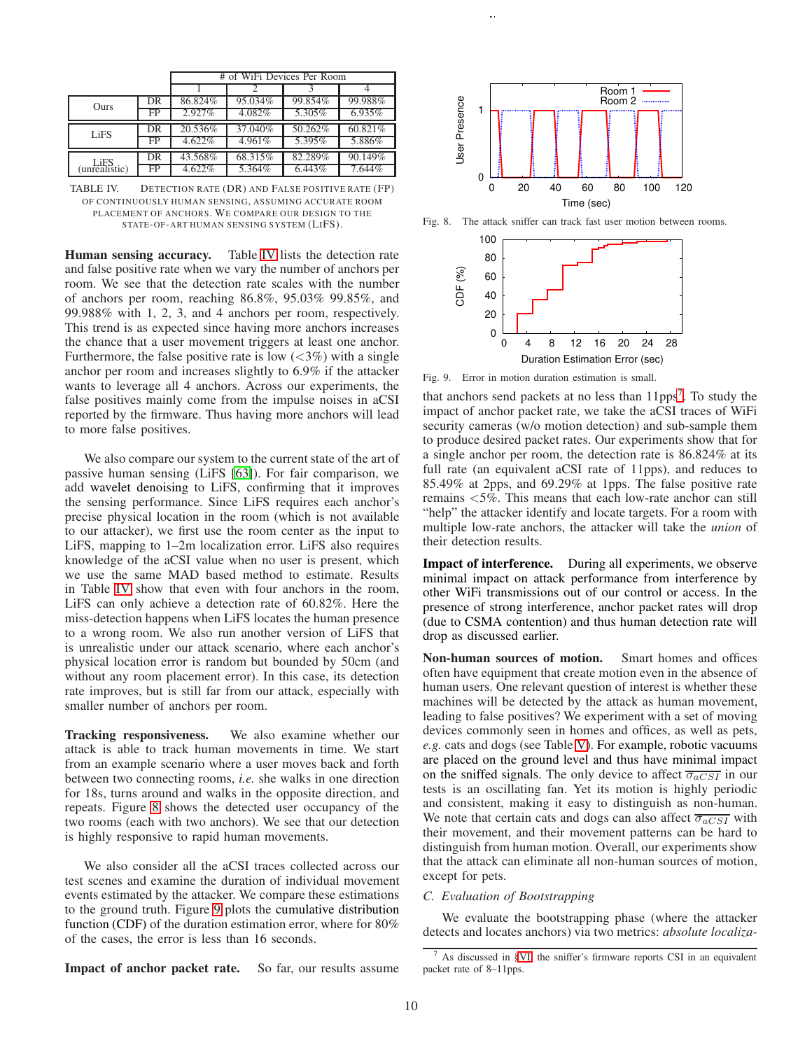|  |  | # of WiFi Devices Per Room | | | |
|---|---|---|---|---|---|
|  |  | 1 | 2 | 3 | 4 |
| Ours | DR | 86.824% | 95.034% | 99.854% | 99.988% |
|  | FP | 2.927% | 4.082% | 5.305% | 6.935% |
| LiFS | DR | 20.536% | 37.040% | 50.262% | 60.821% |
|  | FP | 4.622% | 4.961% | 5.395% | 5.886% |
| LiFS (unrealistic) | DR | 43.568% | 68.315% | 82.289% | 90.149% |
|  | FP | 4.622% | 5.364% | 6.443% | 7.644% |

TABLE IV. DETECTION RATE (DR) AND FALSE POSITIVE RATE (FP) OF CONTINUOUSLY HUMAN SENSING, ASSUMING ACCURATE ROOM PLACEMENT OF ANCHORS. WE COMPARE OUR DESIGN TO THE STATE-OF-ART HUMAN SENSING SYSTEM (LIFS).

**Human sensing accuracy.** Table IV lists the detection rate and false positive rate when we vary the number of anchors per room. We see that the detection rate scales with the number of anchors per room, reaching 86.8%, 95.03% 99.85%, and 99.988% with 1, 2, 3, and 4 anchors per room, respectively. This trend is as expected since having more anchors increases the chance that a user movement triggers at least one anchor. Furthermore, the false positive rate is low (<3%) with a single anchor per room and increases slightly to 6.9% if the attacker wants to leverage all 4 anchors. Across our experiments, the false positives mainly come from the impulse noises in aCSI reported by the firmware. Thus having more anchors will lead to more false positives.

We also compare our system to the current state of the art of passive human sensing (LiFS [63]). For fair comparison, we add wavelet denoising to LiFS, confirming that it improves the sensing performance. Since LiFS requires each anchor's precise physical location in the room (which is not available to our attacker), we first use the room center as the input to LiFS, mapping to 1–2m localization error. LiFS also requires knowledge of the aCSI value when no user is present, which we use the same MAD based method to estimate. Results in Table IV show that even with four anchors in the room, LiFS can only achieve a detection rate of 60.82%. Here the miss-detection happens when LiFS locates the human presence to a wrong room. We also run another version of LiFS that is unrealistic under our attack scenario, where each anchor's physical location error is random but bounded by 50cm (and without any room placement error). In this case, its detection rate improves, but is still far from our attack, especially with smaller number of anchors per room.

**Tracking responsiveness.** We also examine whether our attack is able to track human movements in time. We start from an example scenario where a user moves back and forth between two connecting rooms, *i.e.* she walks in one direction for 18s, turns around and walks in the opposite direction, and repeats. Figure 8 shows the detected user occupancy of the two rooms (each with two anchors). We see that our detection is highly responsive to rapid human movements.

We also consider all the aCSI traces collected across our test scenes and examine the duration of individual movement events estimated by the attacker. We compare these estimations to the ground truth. Figure 9 plots the cumulative distribution function (CDF) of the duration estimation error, where for 80% of the cases, the error is less than 16 seconds.

**Impact of anchor packet rate.** So far, our results assume that anchors send packets at no less than 11pps[7]. To study the impact of anchor packet rate, we take the aCSI traces of WiFi security cameras (w/o motion detection) and sub-sample them to produce desired packet rates. Our experiments show that for a single anchor per room, the detection rate is 86.824% at its full rate (an equivalent aCSI rate of 11pps), and reduces to 85.49% at 2pps, and 69.29% at 1pps. The false positive rate remains <5%. This means that each low-rate anchor can still "help" the attacker identify and locate targets. For a room with multiple low-rate anchors, the attacker will take the *union* of their detection results.

Fig. 8. The attack sniffer can track fast user motion between rooms.

Fig. 9. Error in motion duration estimation is small.

**Impact of interference.** During all experiments, we observe minimal impact on attack performance from interference by other WiFi transmissions out of our control or access. In the presence of strong interference, anchor packet rates will drop (due to CSMA contention) and thus human detection rate will drop as discussed earlier.

**Non-human sources of motion.** Smart homes and offices often have equipment that create motion even in the absence of human users. One relevant question of interest is whether these machines will be detected by the attack as human movement, leading to false positives? We experiment with a set of moving devices commonly seen in homes and offices, as well as pets, *e.g.* cats and dogs (see Table V). For example, robotic vacuums are placed on the ground level and thus have minimal impact on the sniffed signals. The only device to affect $\overline{\sigma_{aCSI}}$ in our tests is an oscillating fan. Yet its motion is highly periodic and consistent, making it easy to distinguish as non-human. We note that certain cats and dogs can also affect $\overline{\sigma_{aCSI}}$ with their movement, and their movement patterns can be hard to distinguish from human motion. Overall, our experiments show that the attack can eliminate all non-human sources of motion, except for pets.

### C. Evaluation of Bootstrapping

We evaluate the bootstrapping phase (where the attacker detects and locates anchors) via two metrics: *absolute localiza-*

[7] As discussed in §VI, the sniffer's firmware reports CSI in an equivalent packet rate of 8–11pps.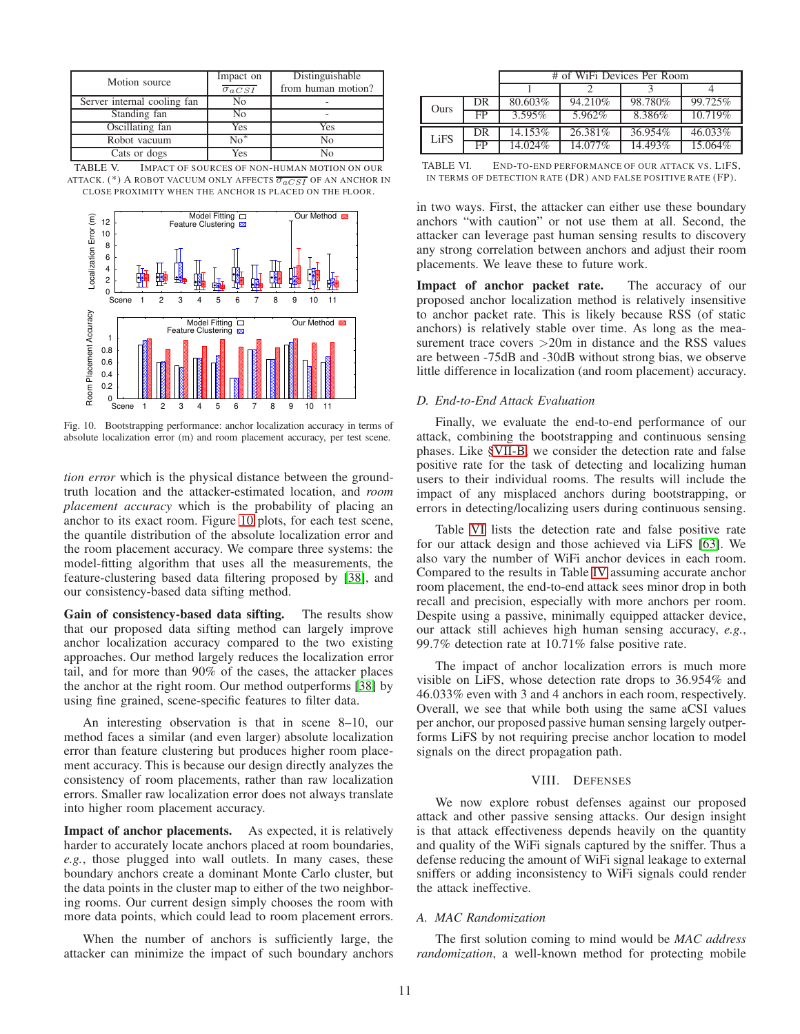| Motion source | Impact on $\overline{\sigma}_{aCSI}$ | Distinguishable from human motion? |
|---|---|---|
| Server internal cooling fan | No | - |
| Standing fan | No | - |
| Oscillating fan | Yes | Yes |
| Robot vacuum | No* | No |
| Cats or dogs | Yes | No |

TABLE V. Impact of sources of non-human motion on our attack. (*) A robot vacuum only affects $\overline{\sigma}_{aCSI}$ of an anchor in close proximity when the anchor is placed on the floor.

Fig. 10. Bootstrapping performance: anchor localization accuracy in terms of absolute localization error (m) and room placement accuracy, per test scene.

*tion error* which is the physical distance between the ground-truth location and the attacker-estimated location, and *room placement accuracy* which is the probability of placing an anchor to its exact room. Figure 10 plots, for each test scene, the quantile distribution of the absolute localization error and the room placement accuracy. We compare three systems: the model-fitting algorithm that uses all the measurements, the feature-clustering based data filtering proposed by [38], and our consistency-based data sifting method.

**Gain of consistency-based data sifting.** The results show that our proposed data sifting method can largely improve anchor localization accuracy compared to the two existing approaches. Our method largely reduces the localization error tail, and for more than 90% of the cases, the attacker places the anchor at the right room. Our method outperforms [38] by using fine grained, scene-specific features to filter data.

An interesting observation is that in scene 8–10, our method faces a similar (and even larger) absolute localization error than feature clustering but produces higher room placement accuracy. This is because our design directly analyzes the consistency of room placements, rather than raw localization errors. Smaller raw localization error does not always translate into higher room placement accuracy.

**Impact of anchor placements.** As expected, it is relatively harder to accurately locate anchors placed at room boundaries, *e.g.*, those plugged into wall outlets. In many cases, these boundary anchors create a dominant Monte Carlo cluster, but the data points in the cluster map to either of the two neighboring rooms. Our current design simply chooses the room with more data points, which could lead to room placement errors.

When the number of anchors is sufficiently large, the attacker can minimize the impact of such boundary anchors in two ways. First, the attacker can either use these boundary anchors "with caution" or not use them at all. Second, the attacker can leverage past human sensing results to discovery any strong correlation between anchors and adjust their room placements. We leave these to future work.

**Impact of anchor packet rate.** The accuracy of our proposed anchor localization method is relatively insensitive to anchor packet rate. This is likely because RSS (of static anchors) is relatively stable over time. As long as the measurement trace covers >20m in distance and the RSS values are between -75dB and -30dB without strong bias, we observe little difference in localization (and room placement) accuracy.

### D. End-to-End Attack Evaluation

Finally, we evaluate the end-to-end performance of our attack, combining the bootstrapping and continuous sensing phases. Like §VII-B, we consider the detection rate and false positive rate for the task of detecting and localizing human users to their individual rooms. The results will include the impact of any misplaced anchors during bootstrapping, or errors in detecting/localizing users during continuous sensing.

| | | # of WiFi Devices Per Room | | | |
|---|---|---|---|---|---|
| | | 1 | 2 | 3 | 4 |
| Ours | DR | 80.603% | 94.210% | 98.780% | 99.725% |
| | FP | 3.595% | 5.962% | 8.386% | 10.719% |
| LiFS | DR | 14.153% | 26.381% | 36.954% | 46.033% |
| | FP | 14.024% | 14.077% | 14.493% | 15.064% |

TABLE VI. End-to-end performance of our attack vs. LiFS, in terms of detection rate (DR) and false positive rate (FP).

Table VI lists the detection rate and false positive rate for our attack design and those achieved via LiFS [63]. We also vary the number of WiFi anchor devices in each room. Compared to the results in Table IV assuming accurate anchor room placement, the end-to-end attack sees minor drop in both recall and precision, especially with more anchors per room. Despite using a passive, minimally equipped attacker device, our attack still achieves high human sensing accuracy, *e.g.*, 99.7% detection rate at 10.71% false positive rate.

The impact of anchor localization errors is much more visible on LiFS, whose detection rate drops to 36.954% and 46.033% even with 3 and 4 anchors in each room, respectively. Overall, we see that while both using the same aCSI values per anchor, our proposed passive human sensing largely outperforms LiFS by not requiring precise anchor location to model signals on the direct propagation path.

## VIII. Defenses

We now explore robust defenses against our proposed attack and other passive sensing attacks. Our design insight is that attack effectiveness depends heavily on the quantity and quality of the WiFi signals captured by the sniffer. Thus a defense reducing the amount of WiFi signal leakage to external sniffers or adding inconsistency to WiFi signals could render the attack ineffective.

### A. MAC Randomization

The first solution coming to mind would be *MAC address randomization*, a well-known method for protecting mobile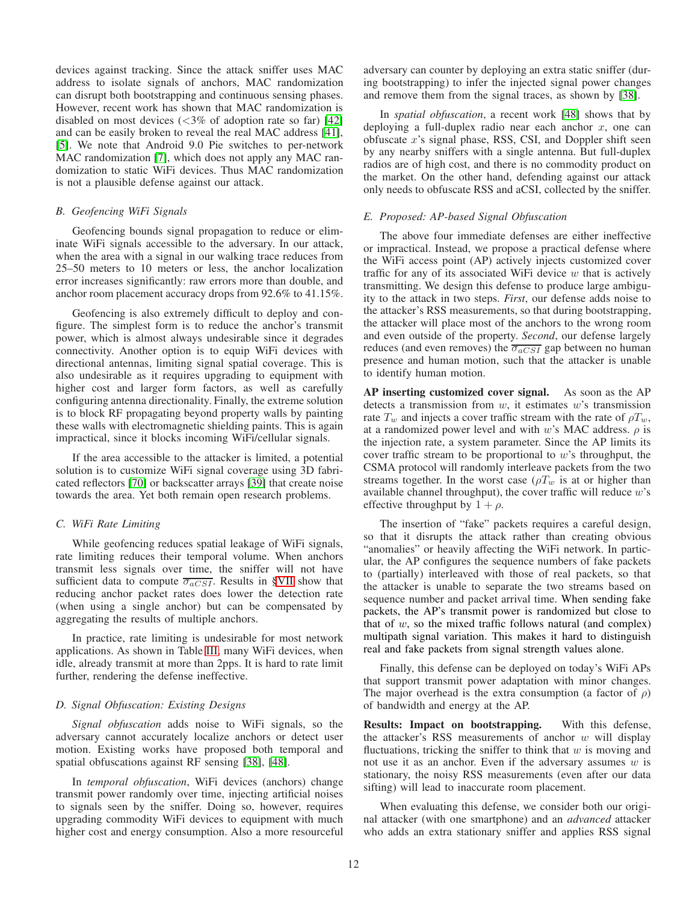devices against tracking. Since the attack sniffer uses MAC address to isolate signals of anchors, MAC randomization can disrupt both bootstrapping and continuous sensing phases. However, recent work has shown that MAC randomization is disabled on most devices (<3% of adoption rate so far) [42] and can be easily broken to reveal the real MAC address [41], [5]. We note that Android 9.0 Pie switches to per-network MAC randomization [7], which does not apply any MAC randomization to static WiFi devices. Thus MAC randomization is not a plausible defense against our attack.

### B. Geofencing WiFi Signals

Geofencing bounds signal propagation to reduce or eliminate WiFi signals accessible to the adversary. In our attack, when the area with a signal in our walking trace reduces from 25–50 meters to 10 meters or less, the anchor localization error increases significantly: raw errors more than double, and anchor room placement accuracy drops from 92.6% to 41.15%.

Geofencing is also extremely difficult to deploy and configure. The simplest form is to reduce the anchor's transmit power, which is almost always undesirable since it degrades connectivity. Another option is to equip WiFi devices with directional antennas, limiting signal spatial coverage. This is also undesirable as it requires upgrading to equipment with higher cost and larger form factors, as well as carefully configuring antenna directionality. Finally, the extreme solution is to block RF propagating beyond property walls by painting these walls with electromagnetic shielding paints. This is again impractical, since it blocks incoming WiFi/cellular signals.

If the area accessible to the attacker is limited, a potential solution is to customize WiFi signal coverage using 3D fabricated reflectors [70] or backscatter arrays [39] that create noise towards the area. Yet both remain open research problems.

### C. WiFi Rate Limiting

While geofencing reduces spatial leakage of WiFi signals, rate limiting reduces their temporal volume. When anchors transmit less signals over time, the sniffer will not have sufficient data to compute $\overline{\sigma_{aCSI}}$. Results in §VII show that reducing anchor packet rates does lower the detection rate (when using a single anchor) but can be compensated by aggregating the results of multiple anchors.

In practice, rate limiting is undesirable for most network applications. As shown in Table III, many WiFi devices, when idle, already transmit at more than 2pps. It is hard to rate limit further, rendering the defense ineffective.

### D. Signal Obfuscation: Existing Designs

*Signal obfuscation* adds noise to WiFi signals, so the adversary cannot accurately localize anchors or detect user motion. Existing works have proposed both temporal and spatial obfuscations against RF sensing [38], [48].

In *temporal obfuscation*, WiFi devices (anchors) change transmit power randomly over time, injecting artificial noises to signals seen by the sniffer. Doing so, however, requires upgrading commodity WiFi devices to equipment with much higher cost and energy consumption. Also a more resourceful adversary can counter by deploying an extra static sniffer (during bootstrapping) to infer the injected signal power changes and remove them from the signal traces, as shown by [38].

In *spatial obfuscation*, a recent work [48] shows that by deploying a full-duplex radio near each anchor $x$, one can obfuscate $x$'s signal phase, RSS, CSI, and Doppler shift seen by any nearby sniffers with a single antenna. But full-duplex radios are of high cost, and there is no commodity product on the market. On the other hand, defending against our attack only needs to obfuscate RSS and aCSI, collected by the sniffer.

### E. Proposed: AP-based Signal Obfuscation

The above four immediate defenses are either ineffective or impractical. Instead, we propose a practical defense where the WiFi access point (AP) actively injects customized cover traffic for any of its associated WiFi device $w$ that is actively transmitting. We design this defense to produce large ambiguity to the attack in two steps. *First*, our defense adds noise to the attacker's RSS measurements, so that during bootstrapping, the attacker will place most of the anchors to the wrong room and even outside of the property. *Second*, our defense largely reduces (and even removes) the $\overline{\sigma_{aCSI}}$ gap between no human presence and human motion, such that the attacker is unable to identify human motion.

**AP inserting customized cover signal.** As soon as the AP detects a transmission from $w$, it estimates $w$'s transmission rate $T_w$ and injects a cover traffic stream with the rate of $\rho T_w$, at a randomized power level and with $w$'s MAC address. $\rho$ is the injection rate, a system parameter. Since the AP limits its cover traffic stream to be proportional to $w$'s throughput, the CSMA protocol will randomly interleave packets from the two streams together. In the worst case ($\rho T_w$ is at or higher than available channel throughput), the cover traffic will reduce $w$'s effective throughput by $1 + \rho$.

The insertion of "fake" packets requires a careful design, so that it disrupts the attack rather than creating obvious "anomalies" or heavily affecting the WiFi network. In particular, the AP configures the sequence numbers of fake packets to (partially) interleaved with those of real packets, so that the attacker is unable to separate the two streams based on sequence number and packet arrival time. When sending fake packets, the AP's transmit power is randomized but close to that of $w$, so the mixed traffic follows natural (and complex) multipath signal variation. This makes it hard to distinguish real and fake packets from signal strength values alone.

Finally, this defense can be deployed on today's WiFi APs that support transmit power adaptation with minor changes. The major overhead is the extra consumption (a factor of $\rho$) of bandwidth and energy at the AP.

**Results: Impact on bootstrapping.** With this defense, the attacker's RSS measurements of anchor $w$ will display fluctuations, tricking the sniffer to think that $w$ is moving and not use it as an anchor. Even if the adversary assumes $w$ is stationary, the noisy RSS measurements (even after our data sifting) will lead to inaccurate room placement.

When evaluating this defense, we consider both our original attacker (with one smartphone) and an *advanced* attacker who adds an extra stationary sniffer and applies RSS signal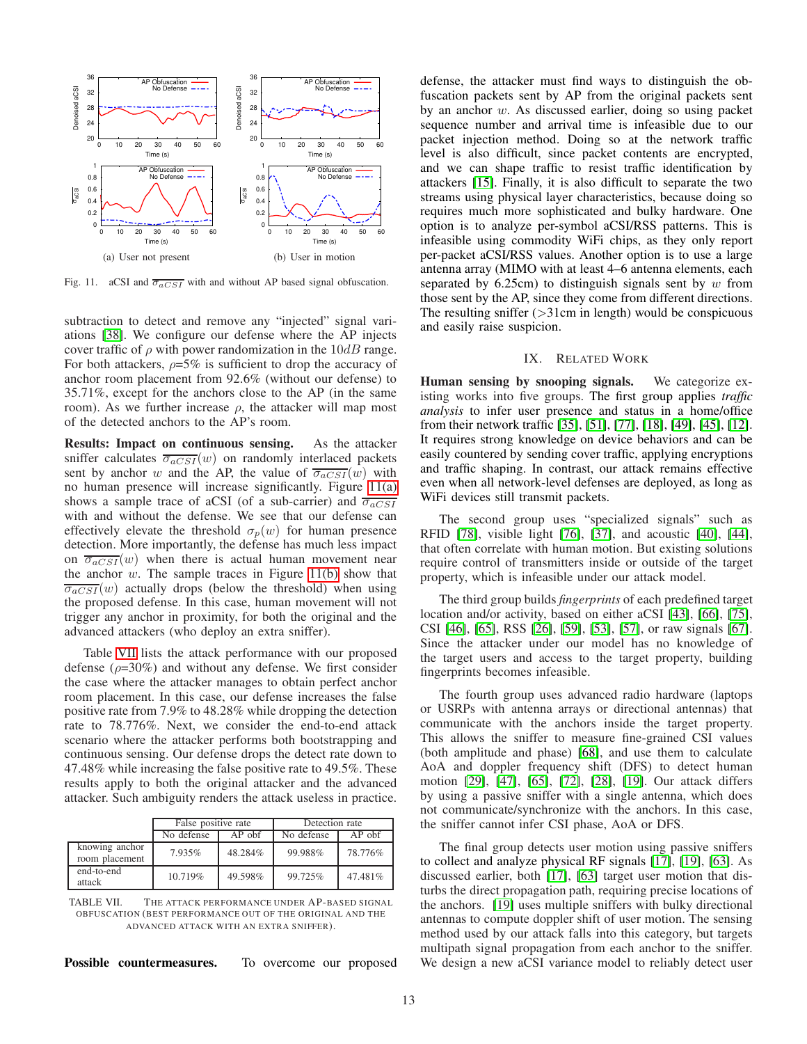(a) User not present

(b) User in motion

Fig. 11. aCSI and $\overline{\sigma_{aCSI}}$ with and without AP based signal obfuscation.

subtraction to detect and remove any "injected" signal variations [38]. We configure our defense where the AP injects cover traffic of $\rho$ with power randomization in the $10dB$ range. For both attackers, $\rho$=5% is sufficient to drop the accuracy of anchor room placement from 92.6% (without our defense) to 35.71%, except for the anchors close to the AP (in the same room). As we further increase $\rho$, the attacker will map most of the detected anchors to the AP's room.

**Results: Impact on continuous sensing.** As the attacker sniffer calculates $\overline{\sigma_{aCSI}}(w)$ on randomly interlaced packets sent by anchor $w$ and the AP, the value of $\overline{\sigma_{aCSI}}(w)$ with no human presence will increase significantly. Figure 11(a) shows a sample trace of aCSI (of a sub-carrier) and $\overline{\sigma_{aCSI}}$ with and without the defense. We see that our defense can effectively elevate the threshold $\sigma_p(w)$ for human presence detection. More importantly, the defense has much less impact on $\overline{\sigma_{aCSI}}(w)$ when there is actual human movement near the anchor $w$. The sample traces in Figure 11(b) show that $\overline{\sigma_{aCSI}}(w)$ actually drops (below the threshold) when using the proposed defense. In this case, human movement will not trigger any anchor in proximity, for both the original and the advanced attackers (who deploy an extra sniffer).

Table VII lists the attack performance with our proposed defense ($\rho$=30%) and without any defense. We first consider the case where the attacker manages to obtain perfect anchor room placement. In this case, our defense increases the false positive rate from 7.9% to 48.28% while dropping the detection rate to 78.776%. Next, we consider the end-to-end attack scenario where the attacker performs both bootstrapping and continuous sensing. Our defense drops the detect rate down to 47.48% while increasing the false positive rate to 49.5%. These results apply to both the original attacker and the advanced attacker. Such ambiguity renders the attack useless in practice.

| | False positive rate | | Detection rate | |
|---|---|---|---|---|
| | No defense | AP obf | No defense | AP obf |
| knowing anchor room placement | 7.935% | 48.284% | 99.988% | 78.776% |
| end-to-end attack | 10.719% | 49.598% | 99.725% | 47.481% |

TABLE VII. The attack performance under AP-based signal obfuscation (best performance out of the original and the advanced attack with an extra sniffer).

**Possible countermeasures.** To overcome our proposed defense, the attacker must find ways to distinguish the obfuscation packets sent by AP from the original packets sent by an anchor $w$. As discussed earlier, doing so using packet sequence number and arrival time is infeasible due to our packet injection method. Doing so at the network traffic level is also difficult, since packet contents are encrypted, and we can shape traffic to resist traffic identification by attackers [15]. Finally, it is also difficult to separate the two streams using physical layer characteristics, because doing so requires much more sophisticated and bulky hardware. One option is to analyze per-symbol aCSI/RSS patterns. This is infeasible using commodity WiFi chips, as they only report per-packet aCSI/RSS values. Another option is to use a large antenna array (MIMO with at least 4–6 antenna elements, each separated by 6.25cm) to distinguish signals sent by $w$ from those sent by the AP, since they come from different directions. The resulting sniffer (>31cm in length) would be conspicuous and easily raise suspicion.

## IX. Related Work

**Human sensing by snooping signals.** We categorize existing works into five groups. The first group applies *traffic analysis* to infer user presence and status in a home/office from their network traffic [35], [51], [77], [18], [49], [45], [12]. It requires strong knowledge on device behaviors and can be easily countered by sending cover traffic, applying encryptions and traffic shaping. In contrast, our attack remains effective even when all network-level defenses are deployed, as long as WiFi devices still transmit packets.

The second group uses "specialized signals" such as RFID [78], visible light [76], [37], and acoustic [40], [44], that often correlate with human motion. But existing solutions require control of transmitters inside or outside of the target property, which is infeasible under our attack model.

The third group builds *fingerprints* of each predefined target location and/or activity, based on either aCSI [43], [66], [75], CSI [46], [65], RSS [26], [59], [53], [57], or raw signals [67]. Since the attacker under our model has no knowledge of the target users and access to the target property, building fingerprints becomes infeasible.

The fourth group uses advanced radio hardware (laptops or USRPs with antenna arrays or directional antennas) that communicate with the anchors inside the target property. This allows the sniffer to measure fine-grained CSI values (both amplitude and phase) [68], and use them to calculate AoA and doppler frequency shift (DFS) to detect human motion [29], [47], [65], [72], [28], [19]. Our attack differs by using a passive sniffer with a single antenna, which does not communicate/synchronize with the anchors. In this case, the sniffer cannot infer CSI phase, AoA or DFS.

The final group detects user motion using passive sniffers to collect and analyze physical RF signals [17], [19], [63]. As discussed earlier, both [17], [63] target user motion that disturbs the direct propagation path, requiring precise locations of the anchors. [19] uses multiple sniffers with bulky directional antennas to compute doppler shift of user motion. The sensing method used by our attack falls into this category, but targets multipath signal propagation from each anchor to the sniffer. We design a new aCSI variance model to reliably detect user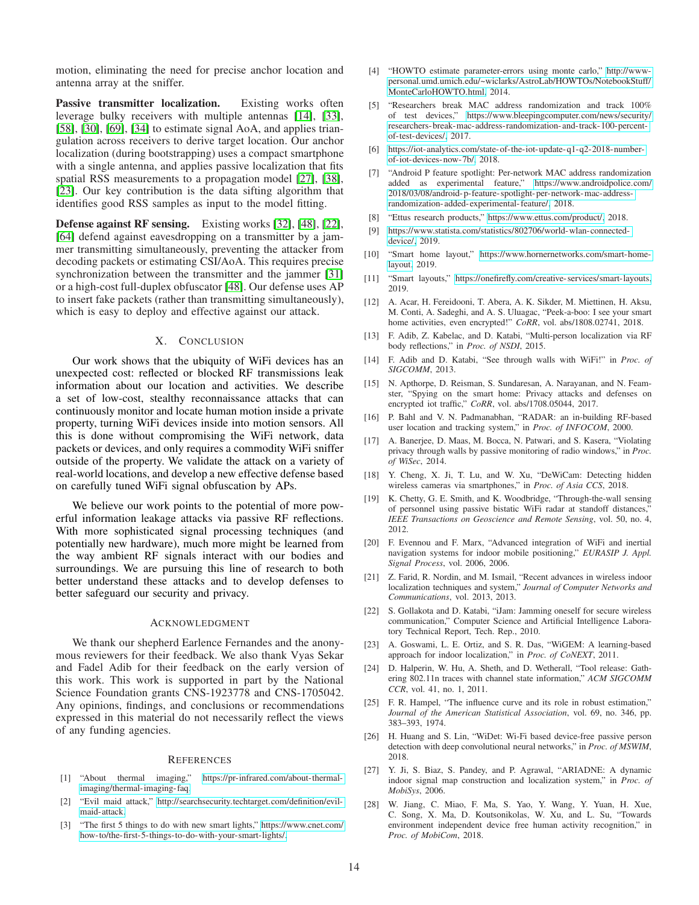motion, eliminating the need for precise anchor location and antenna array at the sniffer.

**Passive transmitter localization.** Existing works often leverage bulky receivers with multiple antennas [14], [33], [58], [30], [69], [34] to estimate signal AoA, and applies triangulation across receivers to derive target location. Our anchor localization (during bootstrapping) uses a compact smartphone with a single antenna, and applies passive localization that fits spatial RSS measurements to a propagation model [27], [38], [23]. Our key contribution is the data sifting algorithm that identifies good RSS samples as input to the model fitting.

**Defense against RF sensing.** Existing works [32], [48], [22], [64] defend against eavesdropping on a transmitter by a jammer transmitting simultaneously, preventing the attacker from decoding packets or estimating CSI/AoA. This requires precise synchronization between the transmitter and the jammer [31] or a high-cost full-duplex obfuscator [48]. Our defense uses AP to insert fake packets (rather than transmitting simultaneously), which is easy to deploy and effective against our attack.

## X. Conclusion

Our work shows that the ubiquity of WiFi devices has an unexpected cost: reflected or blocked RF transmissions leak information about our location and activities. We describe a set of low-cost, stealthy reconnaissance attacks that can continuously monitor and locate human motion inside a private property, turning WiFi devices inside into motion sensors. All this is done without compromising the WiFi network, data packets or devices, and only requires a commodity WiFi sniffer outside of the property. We validate the attack on a variety of real-world locations, and develop a new effective defense based on carefully tuned WiFi signal obfuscation by APs.

We believe our work points to the potential of more powerful information leakage attacks via passive RF reflections. With more sophisticated signal processing techniques (and potentially new hardware), much more might be learned from the way ambient RF signals interact with our bodies and surroundings. We are pursuing this line of research to both better understand these attacks and to develop defenses to better safeguard our security and privacy.

## Acknowledgment

We thank our shepherd Earlence Fernandes and the anonymous reviewers for their feedback. We also thank Vyas Sekar and Fadel Adib for their feedback on the early version of this work. This work is supported in part by the National Science Foundation grants CNS-1923778 and CNS-1705042. Any opinions, findings, and conclusions or recommendations expressed in this material do not necessarily reflect the views of any funding agencies.

## References

[1] "About thermal imaging," https://pr-infrared.com/about-thermal-imaging/thermal-imaging-faq.

[2] "Evil maid attack," http://searchsecurity.techtarget.com/definition/evil-maid-attack.

[3] "The first 5 things to do with new smart lights," https://www.cnet.com/how-to/the-first-5-things-to-do-with-your-smart-lights/.

[4] "HOWTO estimate parameter-errors using monte carlo," http://www-personal.umd.umich.edu/~wiclarks/AstroLab/HOWTOs/NotebookStuff/MonteCarloHOWTO.html, 2014.

[5] "Researchers break MAC address randomization and track 100% of test devices," https://www.bleepingcomputer.com/news/security/researchers-break-mac-address-randomization-and-track-100-percent-of-test-devices/, 2017.

[6] https://iot-analytics.com/state-of-the-iot-update-q1-q2-2018-number-of-iot-devices-now-7b/, 2018.

[7] "Android P feature spotlight: Per-network MAC address randomization added as experimental feature," https://www.androidpolice.com/2018/03/08/android-p-feature-spotlight-per-network-mac-address-randomization-added-experimental-feature/, 2018.

[8] "Ettus research products," https://www.ettus.com/product/, 2018.

[9] https://www.statista.com/statistics/802706/world-wlan-connected-device/, 2019.

[10] "Smart home layout," https://www.hornernetworks.com/smart-home-layout, 2019.

[11] "Smart layouts," https://onefirefly.com/creative-services/smart-layouts, 2019.

[12] A. Acar, H. Fereidooni, T. Abera, A. K. Sikder, M. Miettinen, H. Aksu, M. Conti, A. Sadeghi, and A. S. Uluagac, "Peek-a-boo: I see your smart home activities, even encrypted!" *CoRR*, vol. abs/1808.02741, 2018.

[13] F. Adib, Z. Kabelac, and D. Katabi, "Multi-person localization via RF body reflections," in *Proc. of NSDI*, 2015.

[14] F. Adib and D. Katabi, "See through walls with WiFi!" in *Proc. of SIGCOMM*, 2013.

[15] N. Apthorpe, D. Reisman, S. Sundaresan, A. Narayanan, and N. Feamster, "Spying on the smart home: Privacy attacks and defenses on encrypted iot traffic," *CoRR*, vol. abs/1708.05044, 2017.

[16] P. Bahl and V. N. Padmanabhan, "RADAR: an in-building RF-based user location and tracking system," in *Proc. of INFOCOM*, 2000.

[17] A. Banerjee, D. Maas, M. Bocca, N. Patwari, and S. Kasera, "Violating privacy through walls by passive monitoring of radio windows," in *Proc. of WiSec*, 2014.

[18] Y. Cheng, X. Ji, T. Lu, and W. Xu, "DeWiCam: Detecting hidden wireless cameras via smartphones," in *Proc. of Asia CCS*, 2018.

[19] K. Chetty, G. E. Smith, and K. Woodbridge, "Through-the-wall sensing of personnel using passive bistatic WiFi radar at standoff distances," *IEEE Transactions on Geoscience and Remote Sensing*, vol. 50, no. 4, 2012.

[20] F. Evennou and F. Marx, "Advanced integration of WiFi and inertial navigation systems for indoor mobile positioning," *EURASIP J. Appl. Signal Process*, vol. 2006, 2006.

[21] Z. Farid, R. Nordin, and M. Ismail, "Recent advances in wireless indoor localization techniques and system," *Journal of Computer Networks and Communications*, vol. 2013, 2013.

[22] S. Gollakota and D. Katabi, "iJam: Jamming oneself for secure wireless communication," Computer Science and Artificial Intelligence Laboratory Technical Report, Tech. Rep., 2010.

[23] A. Goswami, L. E. Ortiz, and S. R. Das, "WiGEM: A learning-based approach for indoor localization," in *Proc. of CoNEXT*, 2011.

[24] D. Halperin, W. Hu, A. Sheth, and D. Wetherall, "Tool release: Gathering 802.11n traces with channel state information," *ACM SIGCOMM CCR*, vol. 41, no. 1, 2011.

[25] F. R. Hampel, "The influence curve and its role in robust estimation," *Journal of the American Statistical Association*, vol. 69, no. 346, pp. 383–393, 1974.

[26] H. Huang and S. Lin, "WiDet: Wi-Fi based device-free passive person detection with deep convolutional neural networks," in *Proc. of MSWIM*, 2018.

[27] Y. Ji, S. Biaz, S. Pandey, and P. Agrawal, "ARIADNE: A dynamic indoor signal map construction and localization system," in *Proc. of MobiSys*, 2006.

[28] W. Jiang, C. Miao, F. Ma, S. Yao, Y. Wang, Y. Yuan, H. Xue, C. Song, X. Ma, D. Koutsonikolas, W. Xu, and L. Su, "Towards environment independent device free human activity recognition," in *Proc. of MobiCom*, 2018.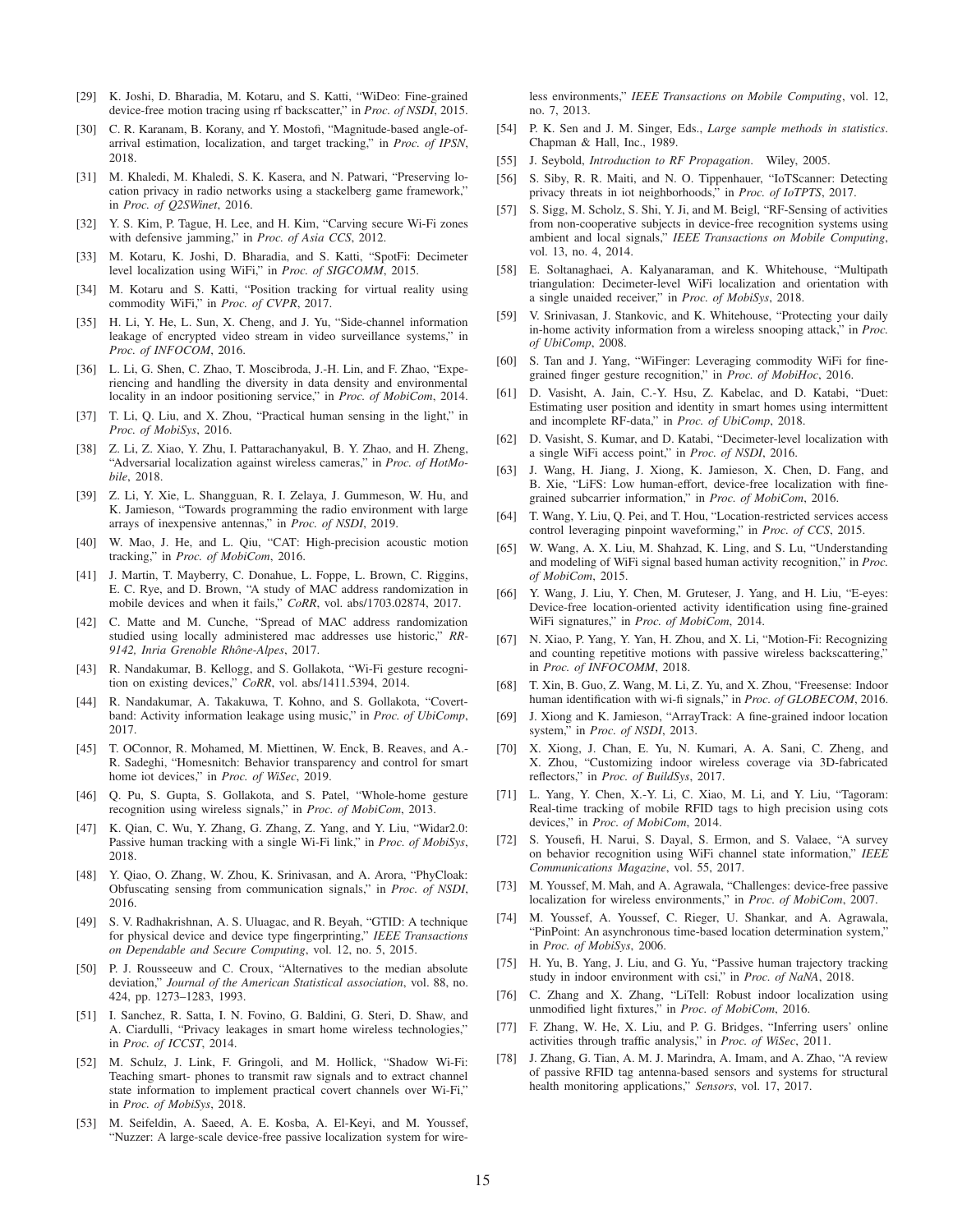[29] K. Joshi, D. Bharadia, M. Kotaru, and S. Katti, "WiDeo: Fine-grained device-free motion tracing using rf backscatter," in *Proc. of NSDI*, 2015.

[30] C. R. Karanam, B. Korany, and Y. Mostofi, "Magnitude-based angle-of-arrival estimation, localization, and target tracking," in *Proc. of IPSN*, 2018.

[31] M. Khaledi, M. Khaledi, S. K. Kasera, and N. Patwari, "Preserving location privacy in radio networks using a stackelberg game framework," in *Proc. of Q2SWinet*, 2016.

[32] Y. S. Kim, P. Tague, H. Lee, and H. Kim, "Carving secure Wi-Fi zones with defensive jamming," in *Proc. of Asia CCS*, 2012.

[33] M. Kotaru, K. Joshi, D. Bharadia, and S. Katti, "SpotFi: Decimeter level localization using WiFi," in *Proc. of SIGCOMM*, 2015.

[34] M. Kotaru and S. Katti, "Position tracking for virtual reality using commodity WiFi," in *Proc. of CVPR*, 2017.

[35] H. Li, Y. He, L. Sun, X. Cheng, and J. Yu, "Side-channel information leakage of encrypted video stream in video surveillance systems," in *Proc. of INFOCOM*, 2016.

[36] L. Li, G. Shen, C. Zhao, T. Moscibroda, J.-H. Lin, and F. Zhao, "Experiencing and handling the diversity in data density and environmental locality in an indoor positioning service," in *Proc. of MobiCom*, 2014.

[37] T. Li, Q. Liu, and X. Zhou, "Practical human sensing in the light," in *Proc. of MobiSys*, 2016.

[38] Z. Li, Z. Xiao, Y. Zhu, I. Pattarachanyakul, B. Y. Zhao, and H. Zheng, "Adversarial localization against wireless cameras," in *Proc. of HotMobile*, 2018.

[39] Z. Li, Y. Xie, L. Shangguan, R. I. Zelaya, J. Gummeson, W. Hu, and K. Jamieson, "Towards programming the radio environment with large arrays of inexpensive antennas," in *Proc. of NSDI*, 2019.

[40] W. Mao, J. He, and L. Qiu, "CAT: High-precision acoustic motion tracking," in *Proc. of MobiCom*, 2016.

[41] J. Martin, T. Mayberry, C. Donahue, L. Foppe, L. Brown, C. Riggins, E. C. Rye, and D. Brown, "A study of MAC address randomization in mobile devices and when it fails," *CoRR*, vol. abs/1703.02874, 2017.

[42] C. Matte and M. Cunche, "Spread of MAC address randomization studied using locally administered mac addresses use historic," *RR-9142, Inria Grenoble Rhône-Alpes*, 2017.

[43] R. Nandakumar, B. Kellogg, and S. Gollakota, "Wi-Fi gesture recognition on existing devices," *CoRR*, vol. abs/1411.5394, 2014.

[44] R. Nandakumar, A. Takakuwa, T. Kohno, and S. Gollakota, "Covertband: Activity information leakage using music," in *Proc. of UbiComp*, 2017.

[45] T. OConnor, R. Mohamed, M. Miettinen, W. Enck, B. Reaves, and A.-R. Sadeghi, "Homesnitch: Behavior transparency and control for smart home iot devices," in *Proc. of WiSec*, 2019.

[46] Q. Pu, S. Gupta, S. Gollakota, and S. Patel, "Whole-home gesture recognition using wireless signals," in *Proc. of MobiCom*, 2013.

[47] K. Qian, C. Wu, Y. Zhang, G. Zhang, Z. Yang, and Y. Liu, "Widar2.0: Passive human tracking with a single Wi-Fi link," in *Proc. of MobiSys*, 2018.

[48] Y. Qiao, O. Zhang, W. Zhou, K. Srinivasan, and A. Arora, "PhyCloak: Obfuscating sensing from communication signals," in *Proc. of NSDI*, 2016.

[49] S. V. Radhakrishnan, A. S. Uluagac, and R. Beyah, "GTID: A technique for physical device and device type fingerprinting," *IEEE Transactions on Dependable and Secure Computing*, vol. 12, no. 5, 2015.

[50] P. J. Rousseeuw and C. Croux, "Alternatives to the median absolute deviation," *Journal of the American Statistical association*, vol. 88, no. 424, pp. 1273–1283, 1993.

[51] I. Sanchez, R. Satta, I. N. Fovino, G. Baldini, G. Steri, D. Shaw, and A. Ciardulli, "Privacy leakages in smart home wireless technologies," in *Proc. of ICCST*, 2014.

[52] M. Schulz, J. Link, F. Gringoli, and M. Hollick, "Shadow Wi-Fi: Teaching smart- phones to transmit raw signals and to extract channel state information to implement practical covert channels over Wi-Fi," in *Proc. of MobiSys*, 2018.

[53] M. Seifeldin, A. Saeed, A. E. Kosba, A. El-Keyi, and M. Youssef, "Nuzzer: A large-scale device-free passive localization system for wireless environments," *IEEE Transactions on Mobile Computing*, vol. 12, no. 7, 2013.

[54] P. K. Sen and J. M. Singer, Eds., *Large sample methods in statistics*. Chapman & Hall, Inc., 1989.

[55] J. Seybold, *Introduction to RF Propagation*. Wiley, 2005.

[56] S. Siby, R. R. Maiti, and N. O. Tippenhauer, "IoTScanner: Detecting privacy threats in iot neighborhoods," in *Proc. of IoTPTS*, 2017.

[57] S. Sigg, M. Scholz, S. Shi, Y. Ji, and M. Beigl, "RF-Sensing of activities from non-cooperative subjects in device-free recognition systems using ambient and local signals," *IEEE Transactions on Mobile Computing*, vol. 13, no. 4, 2014.

[58] E. Soltanaghaei, A. Kalyanaraman, and K. Whitehouse, "Multipath triangulation: Decimeter-level WiFi localization and orientation with a single unaided receiver," in *Proc. of MobiSys*, 2018.

[59] V. Srinivasan, J. Stankovic, and K. Whitehouse, "Protecting your daily in-home activity information from a wireless snooping attack," in *Proc. of UbiComp*, 2008.

[60] S. Tan and J. Yang, "WiFinger: Leveraging commodity WiFi for fine-grained finger gesture recognition," in *Proc. of MobiHoc*, 2016.

[61] D. Vasisht, A. Jain, C.-Y. Hsu, Z. Kabelac, and D. Katabi, "Duet: Estimating user position and identity in smart homes using intermittent and incomplete RF-data," in *Proc. of UbiComp*, 2018.

[62] D. Vasisht, S. Kumar, and D. Katabi, "Decimeter-level localization with a single WiFi access point," in *Proc. of NSDI*, 2016.

[63] J. Wang, H. Jiang, J. Xiong, K. Jamieson, X. Chen, D. Fang, and B. Xie, "LiFS: Low human-effort, device-free localization with fine-grained subcarrier information," in *Proc. of MobiCom*, 2016.

[64] T. Wang, Y. Liu, Q. Pei, and T. Hou, "Location-restricted services access control leveraging pinpoint waveforming," in *Proc. of CCS*, 2015.

[65] W. Wang, A. X. Liu, M. Shahzad, K. Ling, and S. Lu, "Understanding and modeling of WiFi signal based human activity recognition," in *Proc. of MobiCom*, 2015.

[66] Y. Wang, J. Liu, Y. Chen, M. Gruteser, J. Yang, and H. Liu, "E-eyes: Device-free location-oriented activity identification using fine-grained WiFi signatures," in *Proc. of MobiCom*, 2014.

[67] N. Xiao, P. Yang, Y. Yan, H. Zhou, and X. Li, "Motion-Fi: Recognizing and counting repetitive motions with passive wireless backscattering," in *Proc. of INFOCOMM*, 2018.

[68] T. Xin, B. Guo, Z. Wang, M. Li, Z. Yu, and X. Zhou, "Freesense: Indoor human identification with wi-fi signals," in *Proc. of GLOBECOM*, 2016.

[69] J. Xiong and K. Jamieson, "ArrayTrack: A fine-grained indoor location system," in *Proc. of NSDI*, 2013.

[70] X. Xiong, J. Chan, E. Yu, N. Kumari, A. A. Sani, C. Zheng, and X. Zhou, "Customizing indoor wireless coverage via 3D-fabricated reflectors," in *Proc. of BuildSys*, 2017.

[71] L. Yang, Y. Chen, X.-Y. Li, C. Xiao, M. Li, and Y. Liu, "Tagoram: Real-time tracking of mobile RFID tags to high precision using cots devices," in *Proc. of MobiCom*, 2014.

[72] S. Yousefi, H. Narui, S. Dayal, S. Ermon, and S. Valaee, "A survey on behavior recognition using WiFi channel state information," *IEEE Communications Magazine*, vol. 55, 2017.

[73] M. Youssef, M. Mah, and A. Agrawala, "Challenges: device-free passive localization for wireless environments," in *Proc. of MobiCom*, 2007.

[74] M. Youssef, A. Youssef, C. Rieger, U. Shankar, and A. Agrawala, "PinPoint: An asynchronous time-based location determination system," in *Proc. of MobiSys*, 2006.

[75] H. Yu, B. Yang, J. Liu, and G. Yu, "Passive human trajectory tracking study in indoor environment with csi," in *Proc. of NaNA*, 2018.

[76] C. Zhang and X. Zhang, "LiTell: Robust indoor localization using unmodified light fixtures," in *Proc. of MobiCom*, 2016.

[77] F. Zhang, W. He, X. Liu, and P. G. Bridges, "Inferring users' online activities through traffic analysis," in *Proc. of WiSec*, 2011.

[78] J. Zhang, G. Tian, A. M. J. Marindra, A. Imam, and A. Zhao, "A review of passive RFID tag antenna-based sensors and systems for structural health monitoring applications," *Sensors*, vol. 17, 2017.